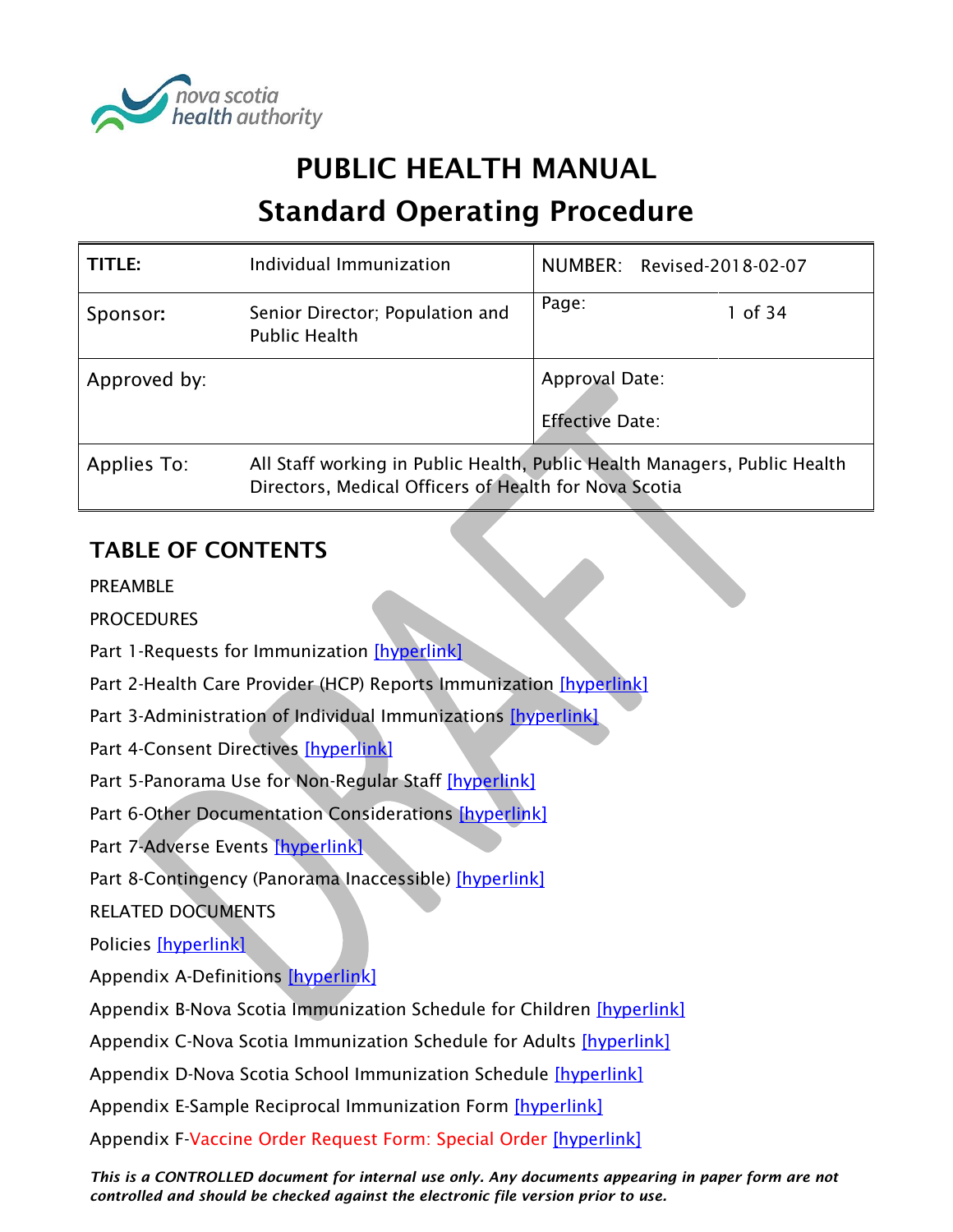# PUBLIC HEALTH MANUAL
## Standard Operating Procedure

| | | | |
|---|---|---|---|
| **TITLE:** | Individual Immunization | NUMBER: Revised-2018-02-07 | |
| Sponsor: | Senior Director; Population and Public Health | Page: | 1 of 34 |
| Approved by: | | Approval Date:<br><br>Effective Date: | |
| Applies To: | All Staff working in Public Health, Public Health Managers, Public Health Directors, Medical Officers of Health for Nova Scotia | | |

## TABLE OF CONTENTS

PREAMBLE

PROCEDURES

Part 1-Requests for Immunization [hyperlink]

Part 2-Health Care Provider (HCP) Reports Immunization [hyperlink]

Part 3-Administration of Individual Immunizations [hyperlink]

Part 4-Consent Directives [hyperlink]

Part 5-Panorama Use for Non-Regular Staff [hyperlink]

Part 6-Other Documentation Considerations [hyperlink]

Part 7-Adverse Events [hyperlink]

Part 8-Contingency (Panorama Inaccessible) [hyperlink]

RELATED DOCUMENTS

Policies [hyperlink]

Appendix A-Definitions [hyperlink]

Appendix B-Nova Scotia Immunization Schedule for Children [hyperlink]

Appendix C-Nova Scotia Immunization Schedule for Adults [hyperlink]

Appendix D-Nova Scotia School Immunization Schedule [hyperlink]

Appendix E-Sample Reciprocal Immunization Form [hyperlink]

Appendix F-Vaccine Order Request Form: Special Order [hyperlink]

*This is a CONTROLLED document for internal use only. Any documents appearing in paper form are not controlled and should be checked against the electronic file version prior to use.*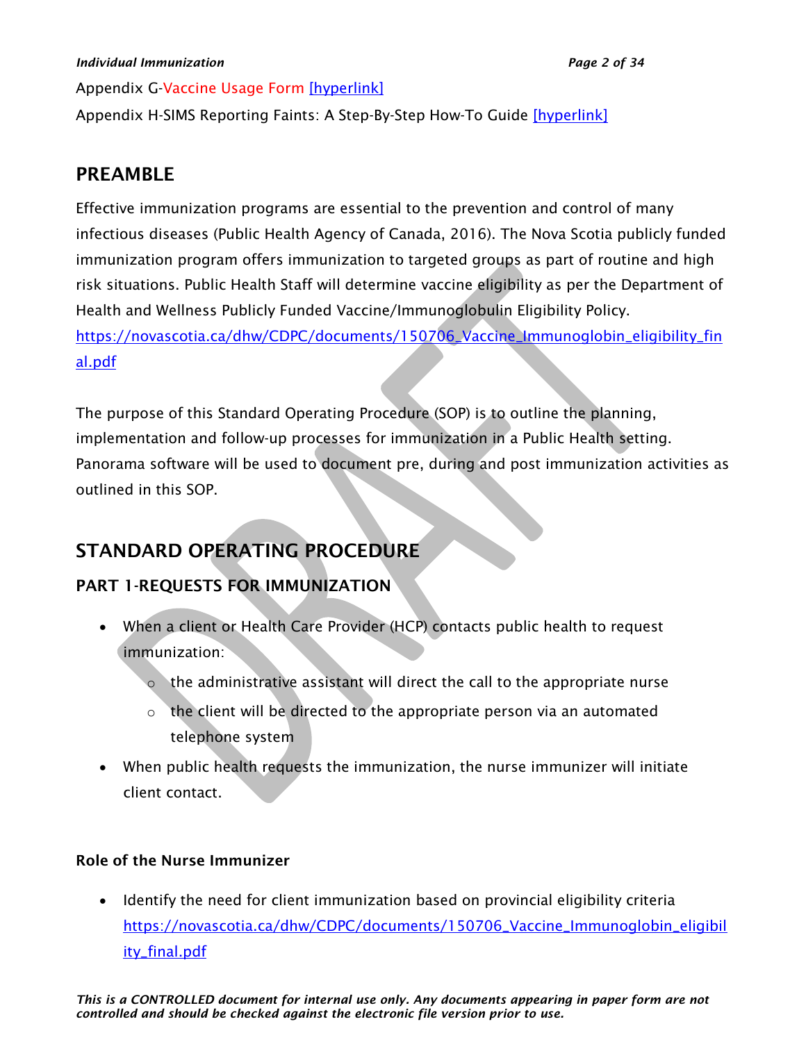Appendix G-Vaccine Usage Form [hyperlink]

Appendix H-SIMS Reporting Faints: A Step-By-Step How-To Guide [hyperlink]

## PREAMBLE

Effective immunization programs are essential to the prevention and control of many infectious diseases (Public Health Agency of Canada, 2016). The Nova Scotia publicly funded immunization program offers immunization to targeted groups as part of routine and high risk situations. Public Health Staff will determine vaccine eligibility as per the Department of Health and Wellness Publicly Funded Vaccine/Immunoglobulin Eligibility Policy. https://novascotia.ca/dhw/CDPC/documents/150706_Vaccine_Immunoglobin_eligibility_final.pdf

The purpose of this Standard Operating Procedure (SOP) is to outline the planning, implementation and follow-up processes for immunization in a Public Health setting. Panorama software will be used to document pre, during and post immunization activities as outlined in this SOP.

## STANDARD OPERATING PROCEDURE

### PART 1-REQUESTS FOR IMMUNIZATION

- When a client or Health Care Provider (HCP) contacts public health to request immunization:
  - the administrative assistant will direct the call to the appropriate nurse
  - the client will be directed to the appropriate person via an automated telephone system
- When public health requests the immunization, the nurse immunizer will initiate client contact.

**Role of the Nurse Immunizer**

- Identify the need for client immunization based on provincial eligibility criteria https://novascotia.ca/dhw/CDPC/documents/150706_Vaccine_Immunoglobin_eligibility_final.pdf

*This is a CONTROLLED document for internal use only. Any documents appearing in paper form are not controlled and should be checked against the electronic file version prior to use.*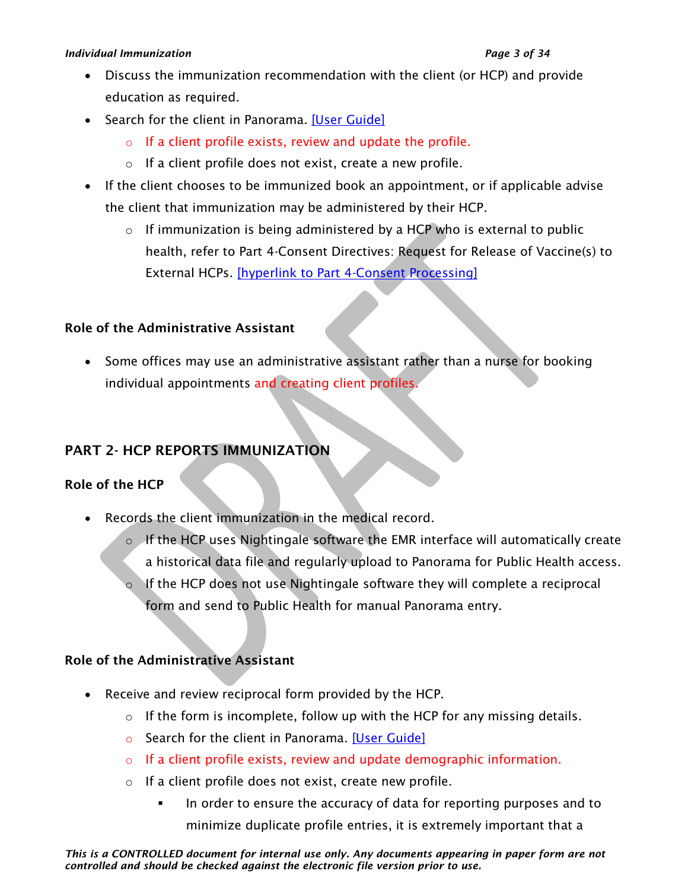- Discuss the immunization recommendation with the client (or HCP) and provide education as required.
- Search for the client in Panorama. [User Guide]
  - If a client profile exists, review and update the profile.
  - If a client profile does not exist, create a new profile.
- If the client chooses to be immunized book an appointment, or if applicable advise the client that immunization may be administered by their HCP.
  - If immunization is being administered by a HCP who is external to public health, refer to Part 4-Consent Directives: Request for Release of Vaccine(s) to External HCPs. [hyperlink to Part 4-Consent Processing]

### Role of the Administrative Assistant

- Some offices may use an administrative assistant rather than a nurse for booking individual appointments and creating client profiles.

## PART 2- HCP REPORTS IMMUNIZATION

### Role of the HCP

- Records the client immunization in the medical record.
  - If the HCP uses Nightingale software the EMR interface will automatically create a historical data file and regularly upload to Panorama for Public Health access.
  - If the HCP does not use Nightingale software they will complete a reciprocal form and send to Public Health for manual Panorama entry.

### Role of the Administrative Assistant

- Receive and review reciprocal form provided by the HCP.
  - If the form is incomplete, follow up with the HCP for any missing details.
  - Search for the client in Panorama. [User Guide]
  - If a client profile exists, review and update demographic information.
  - If a client profile does not exist, create new profile.
    - In order to ensure the accuracy of data for reporting purposes and to minimize duplicate profile entries, it is extremely important that a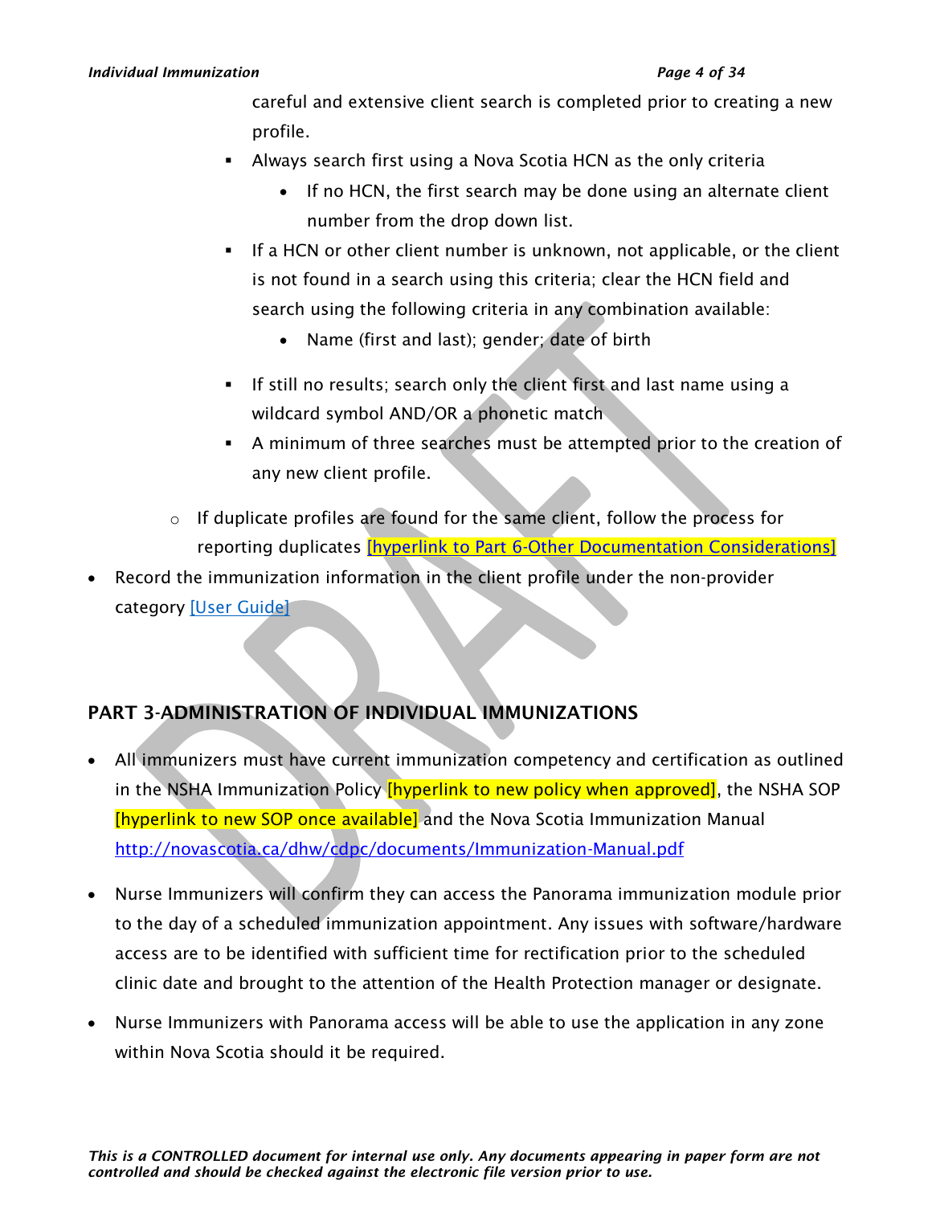careful and extensive client search is completed prior to creating a new profile.

    - Always search first using a Nova Scotia HCN as the only criteria
        - If no HCN, the first search may be done using an alternate client number from the drop down list.
    - If a HCN or other client number is unknown, not applicable, or the client is not found in a search using this criteria; clear the HCN field and search using the following criteria in any combination available:
        - Name (first and last); gender; date of birth
    - If still no results; search only the client first and last name using a wildcard symbol AND/OR a phonetic match
    - A minimum of three searches must be attempted prior to the creation of any new client profile.

  - If duplicate profiles are found for the same client, follow the process for reporting duplicates [hyperlink to Part 6-Other Documentation Considerations]

- Record the immunization information in the client profile under the non-provider category [User Guide]

## PART 3-ADMINISTRATION OF INDIVIDUAL IMMUNIZATIONS

- All immunizers must have current immunization competency and certification as outlined in the NSHA Immunization Policy [hyperlink to new policy when approved], the NSHA SOP [hyperlink to new SOP once available] and the Nova Scotia Immunization Manual http://novascotia.ca/dhw/cdpc/documents/Immunization-Manual.pdf

- Nurse Immunizers will confirm they can access the Panorama immunization module prior to the day of a scheduled immunization appointment. Any issues with software/hardware access are to be identified with sufficient time for rectification prior to the scheduled clinic date and brought to the attention of the Health Protection manager or designate.

- Nurse Immunizers with Panorama access will be able to use the application in any zone within Nova Scotia should it be required.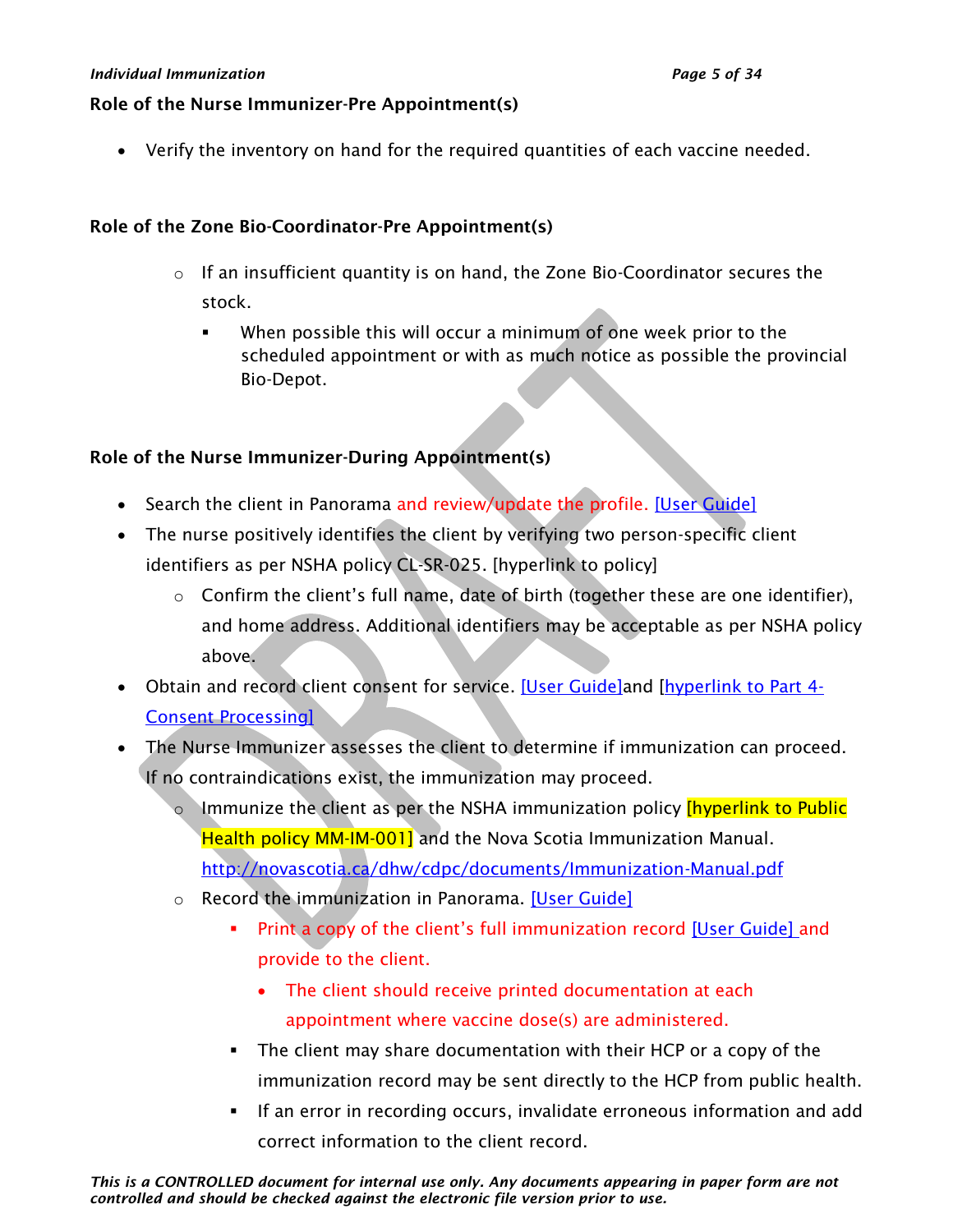**Role of the Nurse Immunizer-Pre Appointment(s)**

- Verify the inventory on hand for the required quantities of each vaccine needed.

**Role of the Zone Bio-Coordinator-Pre Appointment(s)**

- If an insufficient quantity is on hand, the Zone Bio-Coordinator secures the stock.
  - When possible this will occur a minimum of one week prior to the scheduled appointment or with as much notice as possible the provincial Bio-Depot.

**Role of the Nurse Immunizer-During Appointment(s)**

- Search the client in Panorama and review/update the profile. [User Guide]
- The nurse positively identifies the client by verifying two person-specific client identifiers as per NSHA policy CL-SR-025. [hyperlink to policy]
  - Confirm the client's full name, date of birth (together these are one identifier), and home address. Additional identifiers may be acceptable as per NSHA policy above.
- Obtain and record client consent for service. [User Guide]and [hyperlink to Part 4-Consent Processing]
- The Nurse Immunizer assesses the client to determine if immunization can proceed. If no contraindications exist, the immunization may proceed.
  - Immunize the client as per the NSHA immunization policy [hyperlink to Public Health policy MM-IM-001] and the Nova Scotia Immunization Manual. http://novascotia.ca/dhw/cdpc/documents/Immunization-Manual.pdf
  - Record the immunization in Panorama. [User Guide]
    - Print a copy of the client's full immunization record [User Guide] and provide to the client.
      - The client should receive printed documentation at each appointment where vaccine dose(s) are administered.
    - The client may share documentation with their HCP or a copy of the immunization record may be sent directly to the HCP from public health.
    - If an error in recording occurs, invalidate erroneous information and add correct information to the client record.

*This is a CONTROLLED document for internal use only. Any documents appearing in paper form are not controlled and should be checked against the electronic file version prior to use.*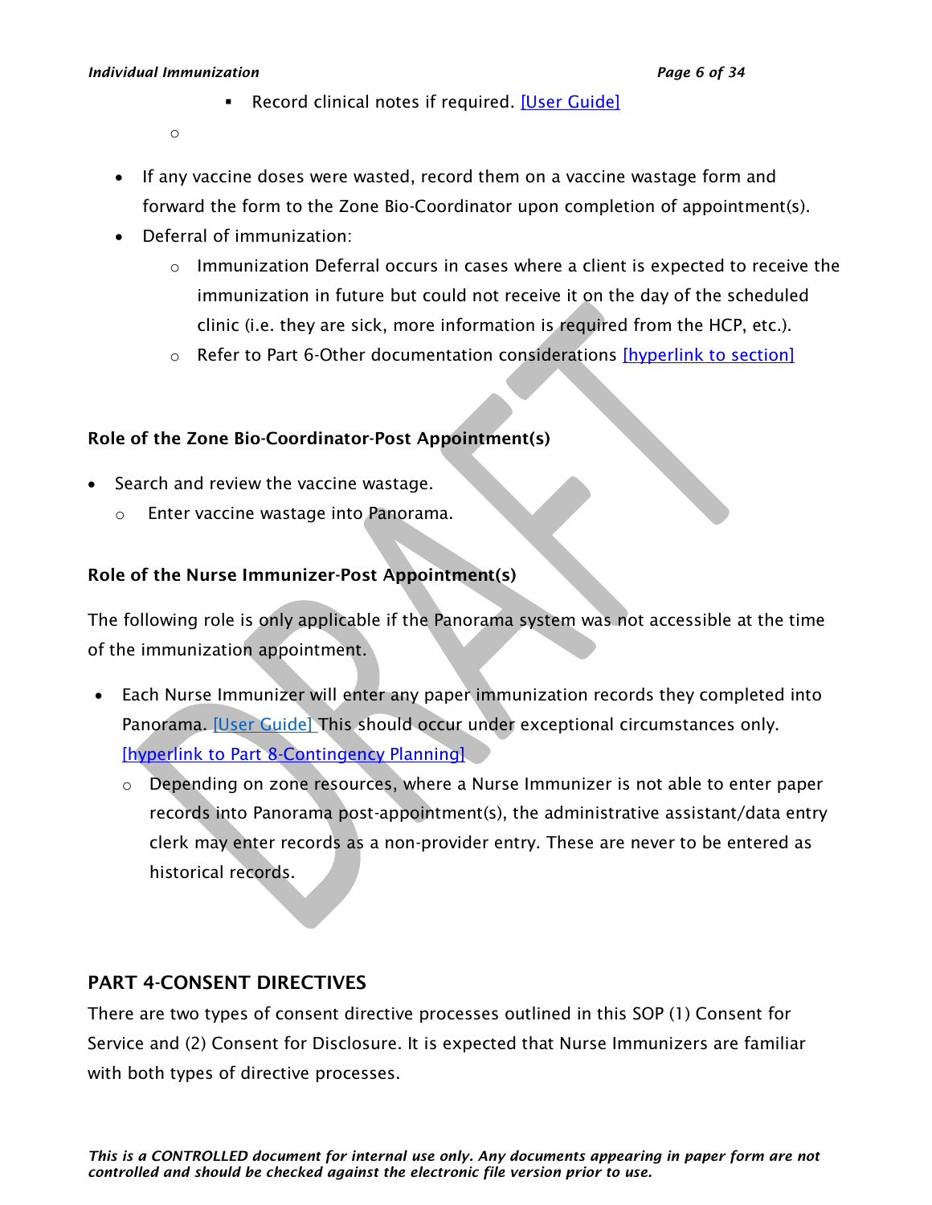- Record clinical notes if required. [User Guide]

  - 

- If any vaccine doses were wasted, record them on a vaccine wastage form and forward the form to the Zone Bio-Coordinator upon completion of appointment(s).
- Deferral of immunization:
  - Immunization Deferral occurs in cases where a client is expected to receive the immunization in future but could not receive it on the day of the scheduled clinic (i.e. they are sick, more information is required from the HCP, etc.).
  - Refer to Part 6-Other documentation considerations [hyperlink to section]

**Role of the Zone Bio-Coordinator-Post Appointment(s)**

- Search and review the vaccine wastage.
  - Enter vaccine wastage into Panorama.

**Role of the Nurse Immunizer-Post Appointment(s)**

The following role is only applicable if the Panorama system was not accessible at the time of the immunization appointment.

- Each Nurse Immunizer will enter any paper immunization records they completed into Panorama. [User Guide] This should occur under exceptional circumstances only. [hyperlink to Part 8-Contingency Planning]
  - Depending on zone resources, where a Nurse Immunizer is not able to enter paper records into Panorama post-appointment(s), the administrative assistant/data entry clerk may enter records as a non-provider entry. These are never to be entered as historical records.

## PART 4-CONSENT DIRECTIVES

There are two types of consent directive processes outlined in this SOP (1) Consent for Service and (2) Consent for Disclosure. It is expected that Nurse Immunizers are familiar with both types of directive processes.

*This is a CONTROLLED document for internal use only. Any documents appearing in paper form are not controlled and should be checked against the electronic file version prior to use.*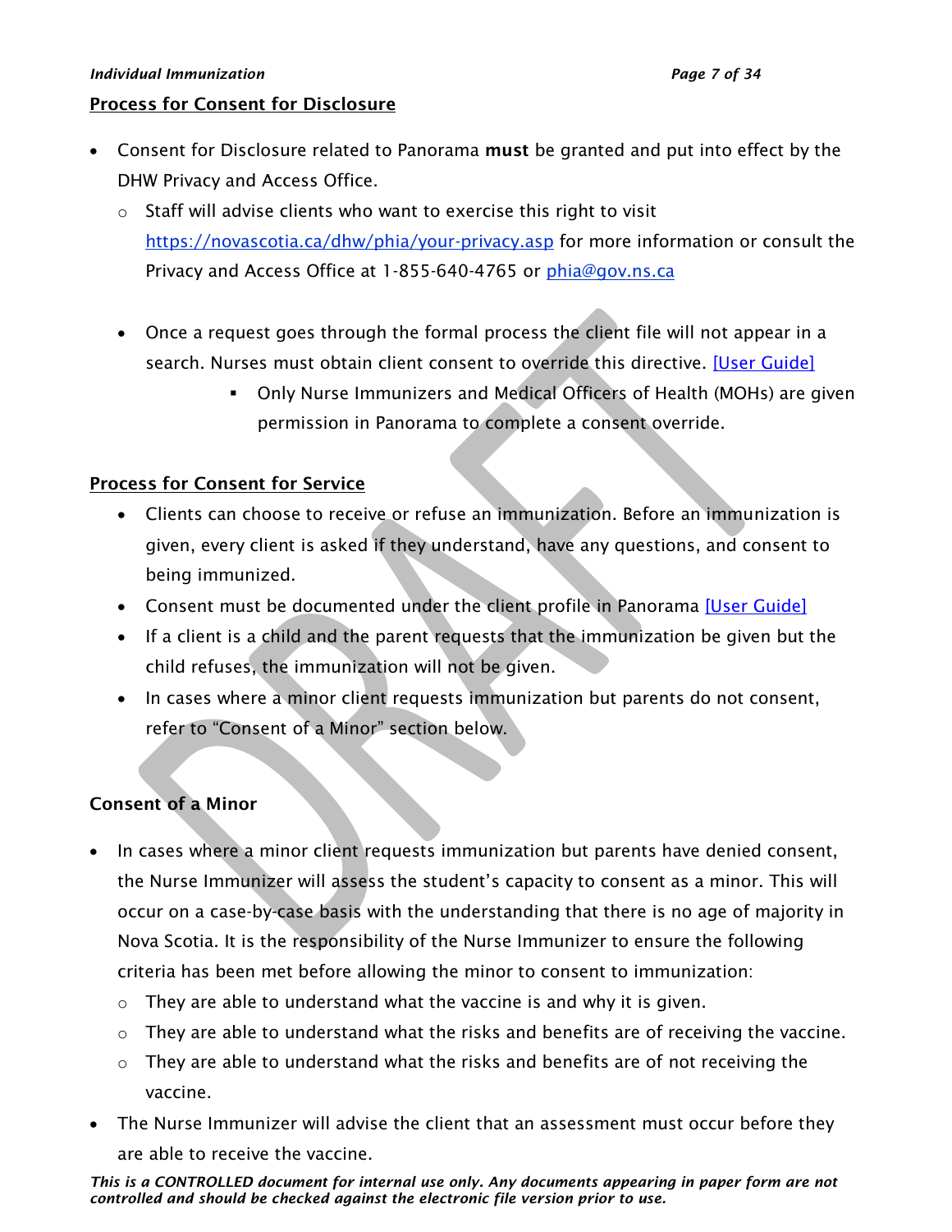**Process for Consent for Disclosure**

- Consent for Disclosure related to Panorama **must** be granted and put into effect by the DHW Privacy and Access Office.
  - Staff will advise clients who want to exercise this right to visit https://novascotia.ca/dhw/phia/your-privacy.asp for more information or consult the Privacy and Access Office at 1-855-640-4765 or phia@gov.ns.ca

  - Once a request goes through the formal process the client file will not appear in a search. Nurses must obtain client consent to override this directive. [User Guide]
    - Only Nurse Immunizers and Medical Officers of Health (MOHs) are given permission in Panorama to complete a consent override.

**Process for Consent for Service**

- Clients can choose to receive or refuse an immunization. Before an immunization is given, every client is asked if they understand, have any questions, and consent to being immunized.
- Consent must be documented under the client profile in Panorama [User Guide]
- If a client is a child and the parent requests that the immunization be given but the child refuses, the immunization will not be given.
- In cases where a minor client requests immunization but parents do not consent, refer to "Consent of a Minor" section below.

**Consent of a Minor**

- In cases where a minor client requests immunization but parents have denied consent, the Nurse Immunizer will assess the student's capacity to consent as a minor. This will occur on a case-by-case basis with the understanding that there is no age of majority in Nova Scotia. It is the responsibility of the Nurse Immunizer to ensure the following criteria has been met before allowing the minor to consent to immunization:
  - They are able to understand what the vaccine is and why it is given.
  - They are able to understand what the risks and benefits are of receiving the vaccine.
  - They are able to understand what the risks and benefits are of not receiving the vaccine.
- The Nurse Immunizer will advise the client that an assessment must occur before they are able to receive the vaccine.

*This is a CONTROLLED document for internal use only. Any documents appearing in paper form are not controlled and should be checked against the electronic file version prior to use.*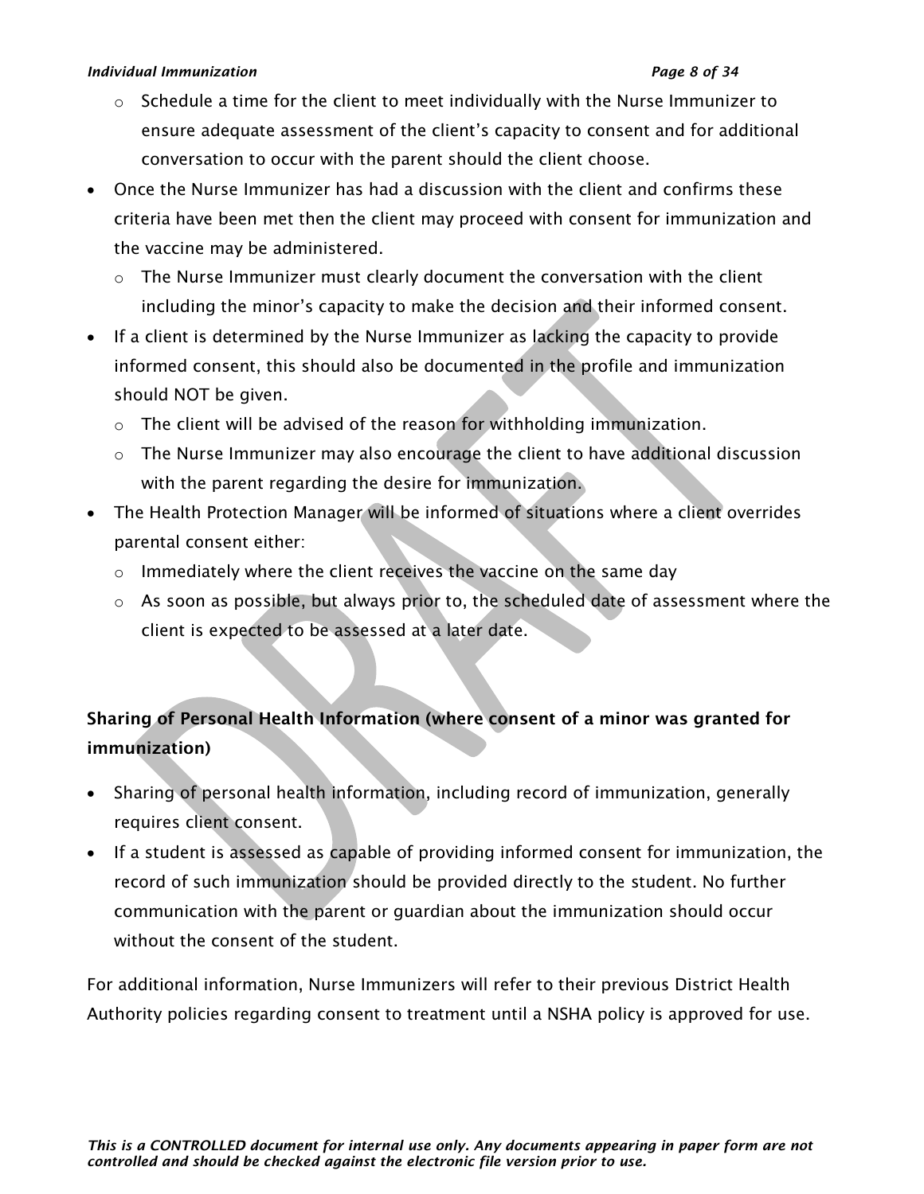- Schedule a time for the client to meet individually with the Nurse Immunizer to ensure adequate assessment of the client's capacity to consent and for additional conversation to occur with the parent should the client choose.
- Once the Nurse Immunizer has had a discussion with the client and confirms these criteria have been met then the client may proceed with consent for immunization and the vaccine may be administered.
  - The Nurse Immunizer must clearly document the conversation with the client including the minor's capacity to make the decision and their informed consent.
- If a client is determined by the Nurse Immunizer as lacking the capacity to provide informed consent, this should also be documented in the profile and immunization should NOT be given.
  - The client will be advised of the reason for withholding immunization.
  - The Nurse Immunizer may also encourage the client to have additional discussion with the parent regarding the desire for immunization.
- The Health Protection Manager will be informed of situations where a client overrides parental consent either:
  - Immediately where the client receives the vaccine on the same day
  - As soon as possible, but always prior to, the scheduled date of assessment where the client is expected to be assessed at a later date.

**Sharing of Personal Health Information (where consent of a minor was granted for immunization)**

- Sharing of personal health information, including record of immunization, generally requires client consent.
- If a student is assessed as capable of providing informed consent for immunization, the record of such immunization should be provided directly to the student. No further communication with the parent or guardian about the immunization should occur without the consent of the student.

For additional information, Nurse Immunizers will refer to their previous District Health Authority policies regarding consent to treatment until a NSHA policy is approved for use.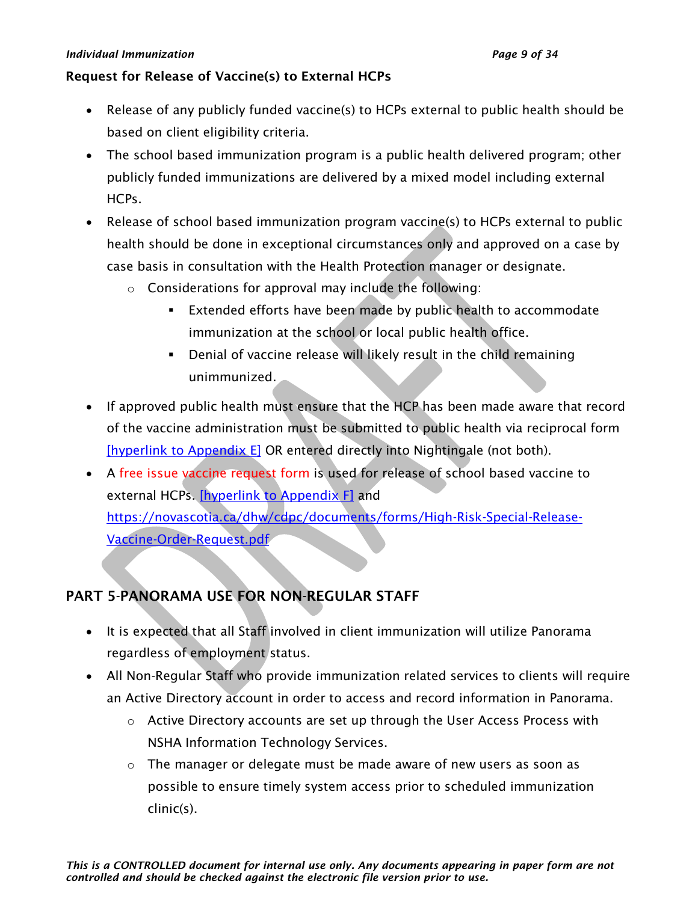**Request for Release of Vaccine(s) to External HCPs**

- Release of any publicly funded vaccine(s) to HCPs external to public health should be based on client eligibility criteria.
- The school based immunization program is a public health delivered program; other publicly funded immunizations are delivered by a mixed model including external HCPs.
- Release of school based immunization program vaccine(s) to HCPs external to public health should be done in exceptional circumstances only and approved on a case by case basis in consultation with the Health Protection manager or designate.
    - Considerations for approval may include the following:
        - Extended efforts have been made by public health to accommodate immunization at the school or local public health office.
        - Denial of vaccine release will likely result in the child remaining unimmunized.
- If approved public health must ensure that the HCP has been made aware that record of the vaccine administration must be submitted to public health via reciprocal form [hyperlink to Appendix E] OR entered directly into Nightingale (not both).
- A free issue vaccine request form is used for release of school based vaccine to external HCPs. [hyperlink to Appendix F] and https://novascotia.ca/dhw/cdpc/documents/forms/High-Risk-Special-Release-Vaccine-Order-Request.pdf

## PART 5-PANORAMA USE FOR NON-REGULAR STAFF

- It is expected that all Staff involved in client immunization will utilize Panorama regardless of employment status.
- All Non-Regular Staff who provide immunization related services to clients will require an Active Directory account in order to access and record information in Panorama.
    - Active Directory accounts are set up through the User Access Process with NSHA Information Technology Services.
    - The manager or delegate must be made aware of new users as soon as possible to ensure timely system access prior to scheduled immunization clinic(s).

*This is a CONTROLLED document for internal use only. Any documents appearing in paper form are not controlled and should be checked against the electronic file version prior to use.*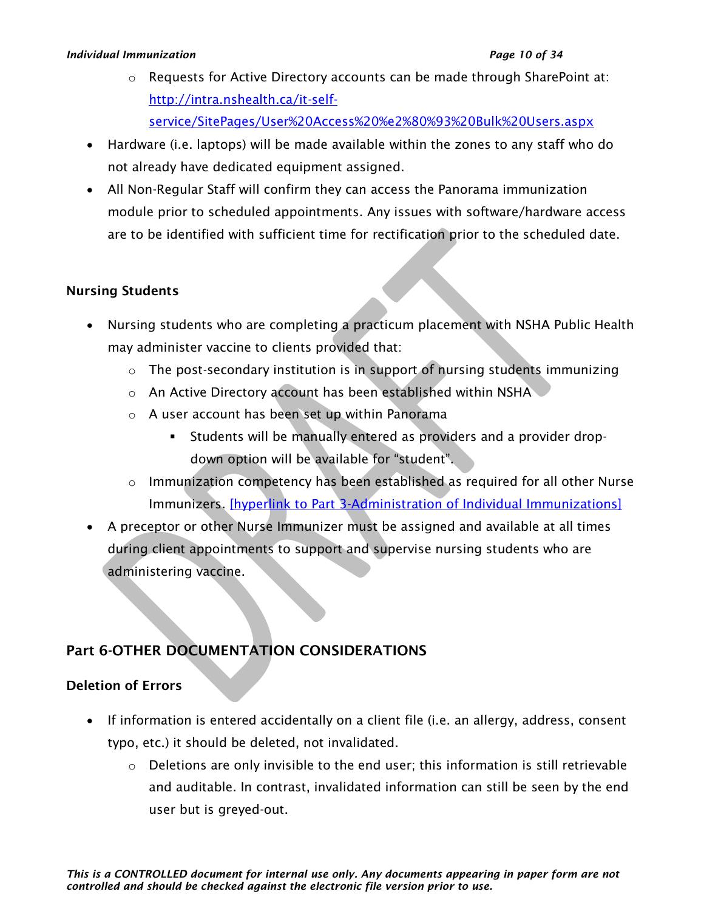- Requests for Active Directory accounts can be made through SharePoint at: [http://intra.nshealth.ca/it-self-service/SitePages/User%20Access%20%e2%80%93%20Bulk%20Users.aspx](http://intra.nshealth.ca/it-self-service/SitePages/User%20Access%20%e2%80%93%20Bulk%20Users.aspx)
- Hardware (i.e. laptops) will be made available within the zones to any staff who do not already have dedicated equipment assigned.
- All Non-Regular Staff will confirm they can access the Panorama immunization module prior to scheduled appointments. Any issues with software/hardware access are to be identified with sufficient time for rectification prior to the scheduled date.

### Nursing Students

- Nursing students who are completing a practicum placement with NSHA Public Health may administer vaccine to clients provided that:
  - The post-secondary institution is in support of nursing students immunizing
  - An Active Directory account has been established within NSHA
  - A user account has been set up within Panorama
    - Students will be manually entered as providers and a provider drop-down option will be available for "student".
  - Immunization competency has been established as required for all other Nurse Immunizers. [hyperlink to Part 3-Administration of Individual Immunizations]
- A preceptor or other Nurse Immunizer must be assigned and available at all times during client appointments to support and supervise nursing students who are administering vaccine.

## Part 6-OTHER DOCUMENTATION CONSIDERATIONS

### Deletion of Errors

- If information is entered accidentally on a client file (i.e. an allergy, address, consent typo, etc.) it should be deleted, not invalidated.
  - Deletions are only invisible to the end user; this information is still retrievable and auditable. In contrast, invalidated information can still be seen by the end user but is greyed-out.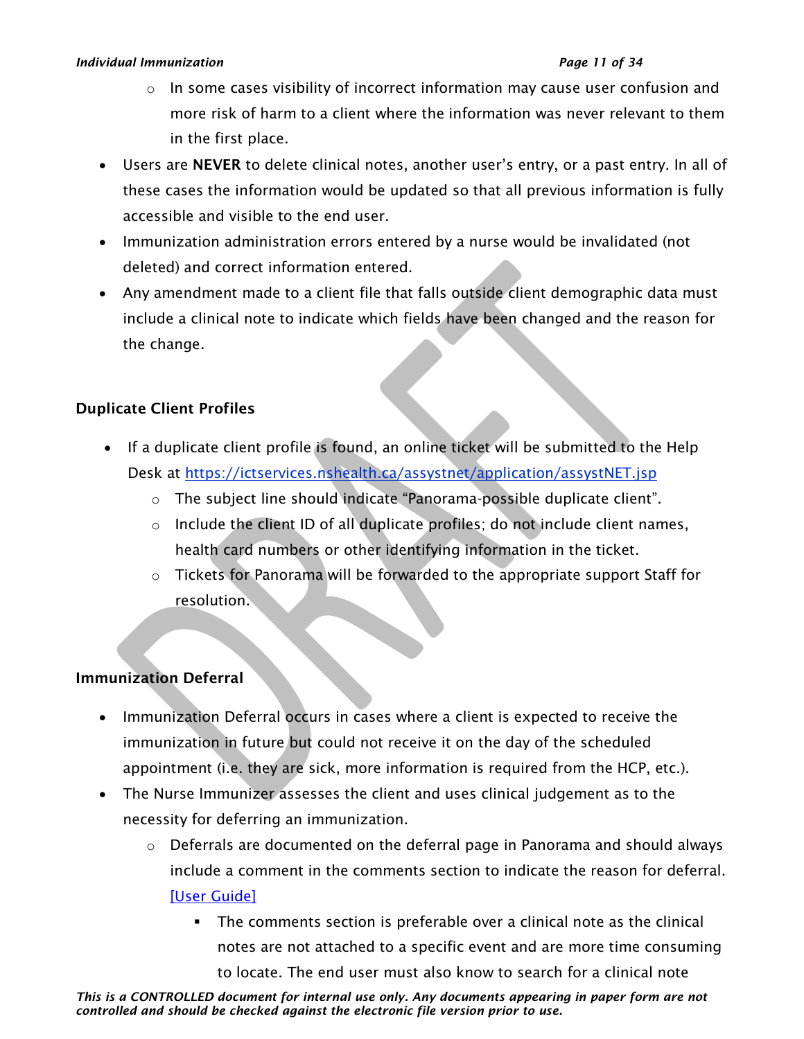- In some cases visibility of incorrect information may cause user confusion and more risk of harm to a client where the information was never relevant to them in the first place.
- Users are **NEVER** to delete clinical notes, another user's entry, or a past entry. In all of these cases the information would be updated so that all previous information is fully accessible and visible to the end user.
- Immunization administration errors entered by a nurse would be invalidated (not deleted) and correct information entered.
- Any amendment made to a client file that falls outside client demographic data must include a clinical note to indicate which fields have been changed and the reason for the change.

**Duplicate Client Profiles**

- If a duplicate client profile is found, an online ticket will be submitted to the Help Desk at [https://ictservices.nshealth.ca/assystnet/application/assystNET.jsp](https://ictservices.nshealth.ca/assystnet/application/assystNET.jsp)
    - The subject line should indicate "Panorama-possible duplicate client".
    - Include the client ID of all duplicate profiles; do not include client names, health card numbers or other identifying information in the ticket.
    - Tickets for Panorama will be forwarded to the appropriate support Staff for resolution.

**Immunization Deferral**

- Immunization Deferral occurs in cases where a client is expected to receive the immunization in future but could not receive it on the day of the scheduled appointment (i.e. they are sick, more information is required from the HCP, etc.).
- The Nurse Immunizer assesses the client and uses clinical judgement as to the necessity for deferring an immunization.
    - Deferrals are documented on the deferral page in Panorama and should always include a comment in the comments section to indicate the reason for deferral. [User Guide]
        - The comments section is preferable over a clinical note as the clinical notes are not attached to a specific event and are more time consuming to locate. The end user must also know to search for a clinical note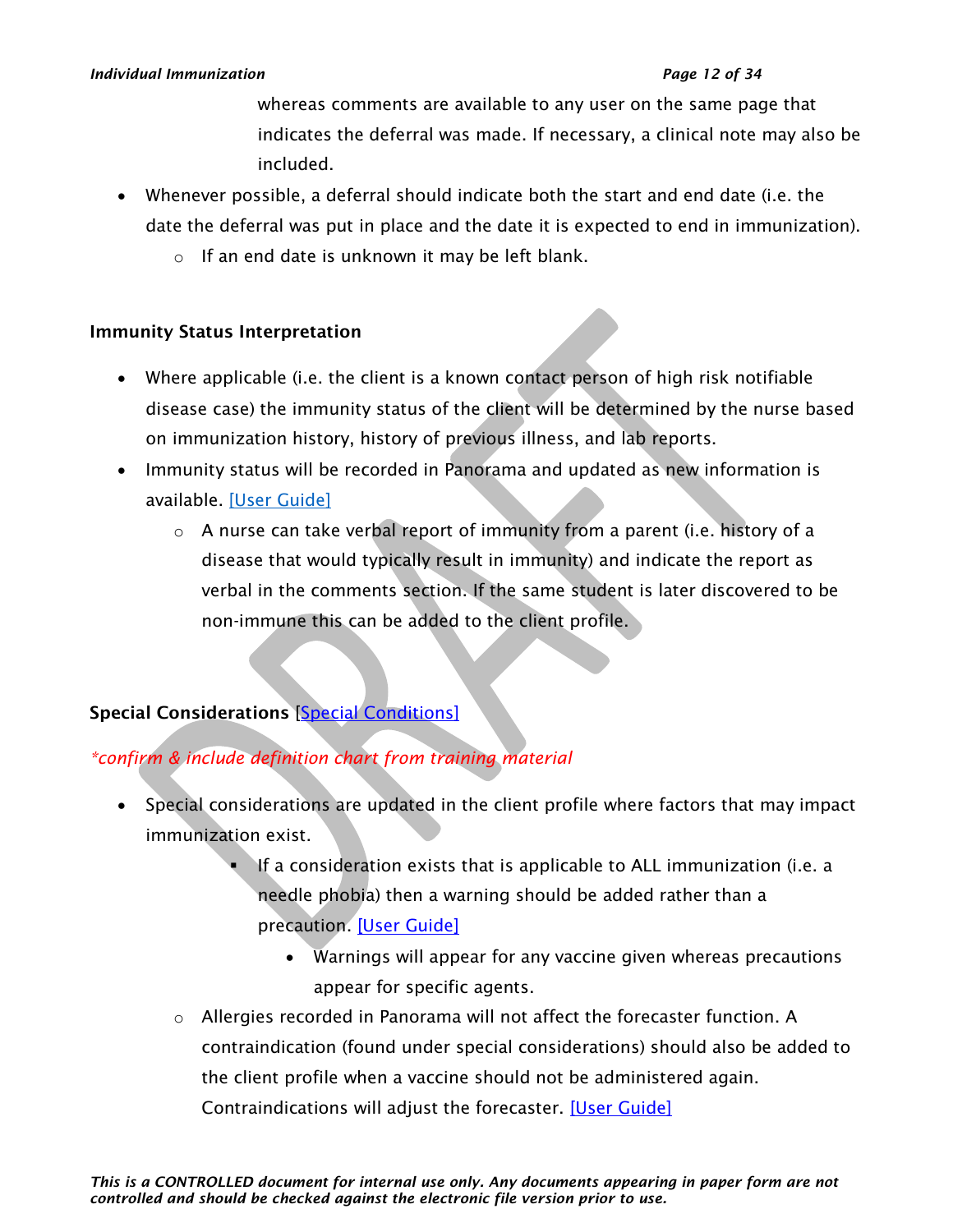whereas comments are available to any user on the same page that indicates the deferral was made. If necessary, a clinical note may also be included.

- Whenever possible, a deferral should indicate both the start and end date (i.e. the date the deferral was put in place and the date it is expected to end in immunization).
  - If an end date is unknown it may be left blank.

### Immunity Status Interpretation

- Where applicable (i.e. the client is a known contact person of high risk notifiable disease case) the immunity status of the client will be determined by the nurse based on immunization history, history of previous illness, and lab reports.
- Immunity status will be recorded in Panorama and updated as new information is available. [User Guide]
  - A nurse can take verbal report of immunity from a parent (i.e. history of a disease that would typically result in immunity) and indicate the report as verbal in the comments section. If the same student is later discovered to be non-immune this can be added to the client profile.

### Special Considerations [Special Conditions]

*\*confirm & include definition chart from training material*

- Special considerations are updated in the client profile where factors that may impact immunization exist.
    - If a consideration exists that is applicable to ALL immunization (i.e. a needle phobia) then a warning should be added rather than a precaution. [User Guide]
      - Warnings will appear for any vaccine given whereas precautions appear for specific agents.
  - Allergies recorded in Panorama will not affect the forecaster function. A contraindication (found under special considerations) should also be added to the client profile when a vaccine should not be administered again. Contraindications will adjust the forecaster. [User Guide]

*This is a CONTROLLED document for internal use only. Any documents appearing in paper form are not controlled and should be checked against the electronic file version prior to use.*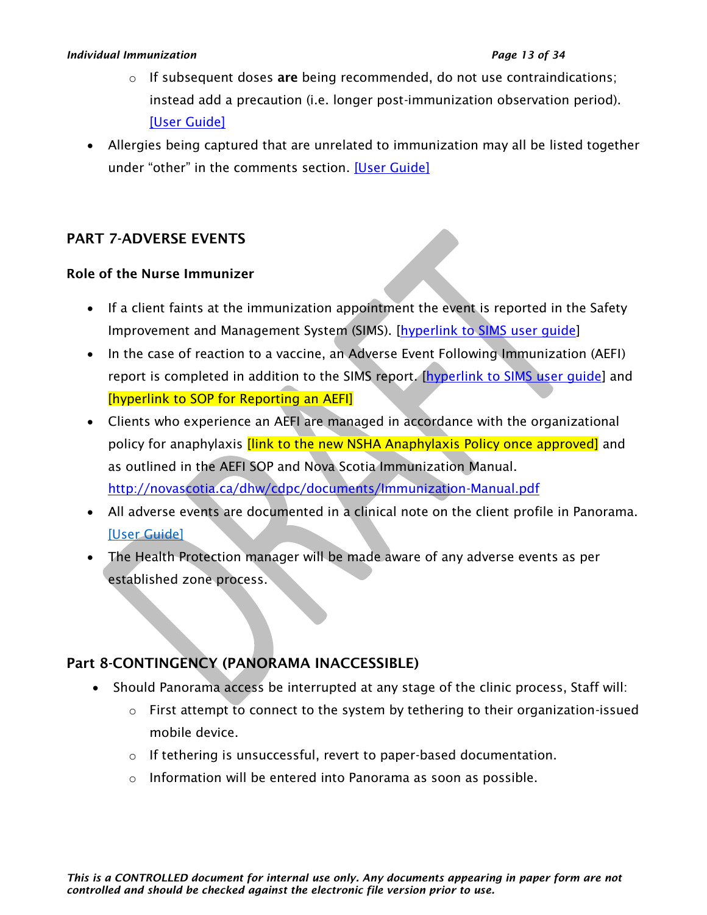- If subsequent doses **are** being recommended, do not use contraindications; instead add a precaution (i.e. longer post-immunization observation period). [User Guide]

- Allergies being captured that are unrelated to immunization may all be listed together under "other" in the comments section. [User Guide]

## PART 7-ADVERSE EVENTS

### Role of the Nurse Immunizer

- If a client faints at the immunization appointment the event is reported in the Safety Improvement and Management System (SIMS). [hyperlink to SIMS user guide]
- In the case of reaction to a vaccine, an Adverse Event Following Immunization (AEFI) report is completed in addition to the SIMS report. [hyperlink to SIMS user guide] and [hyperlink to SOP for Reporting an AEFI]
- Clients who experience an AEFI are managed in accordance with the organizational policy for anaphylaxis [link to the new NSHA Anaphylaxis Policy once approved] and as outlined in the AEFI SOP and Nova Scotia Immunization Manual. http://novascotia.ca/dhw/cdpc/documents/Immunization-Manual.pdf
- All adverse events are documented in a clinical note on the client profile in Panorama. [User Guide]
- The Health Protection manager will be made aware of any adverse events as per established zone process.

## Part 8-CONTINGENCY (PANORAMA INACCESSIBLE)

- Should Panorama access be interrupted at any stage of the clinic process, Staff will:
  - First attempt to connect to the system by tethering to their organization-issued mobile device.
  - If tethering is unsuccessful, revert to paper-based documentation.
  - Information will be entered into Panorama as soon as possible.

*This is a CONTROLLED document for internal use only. Any documents appearing in paper form are not controlled and should be checked against the electronic file version prior to use.*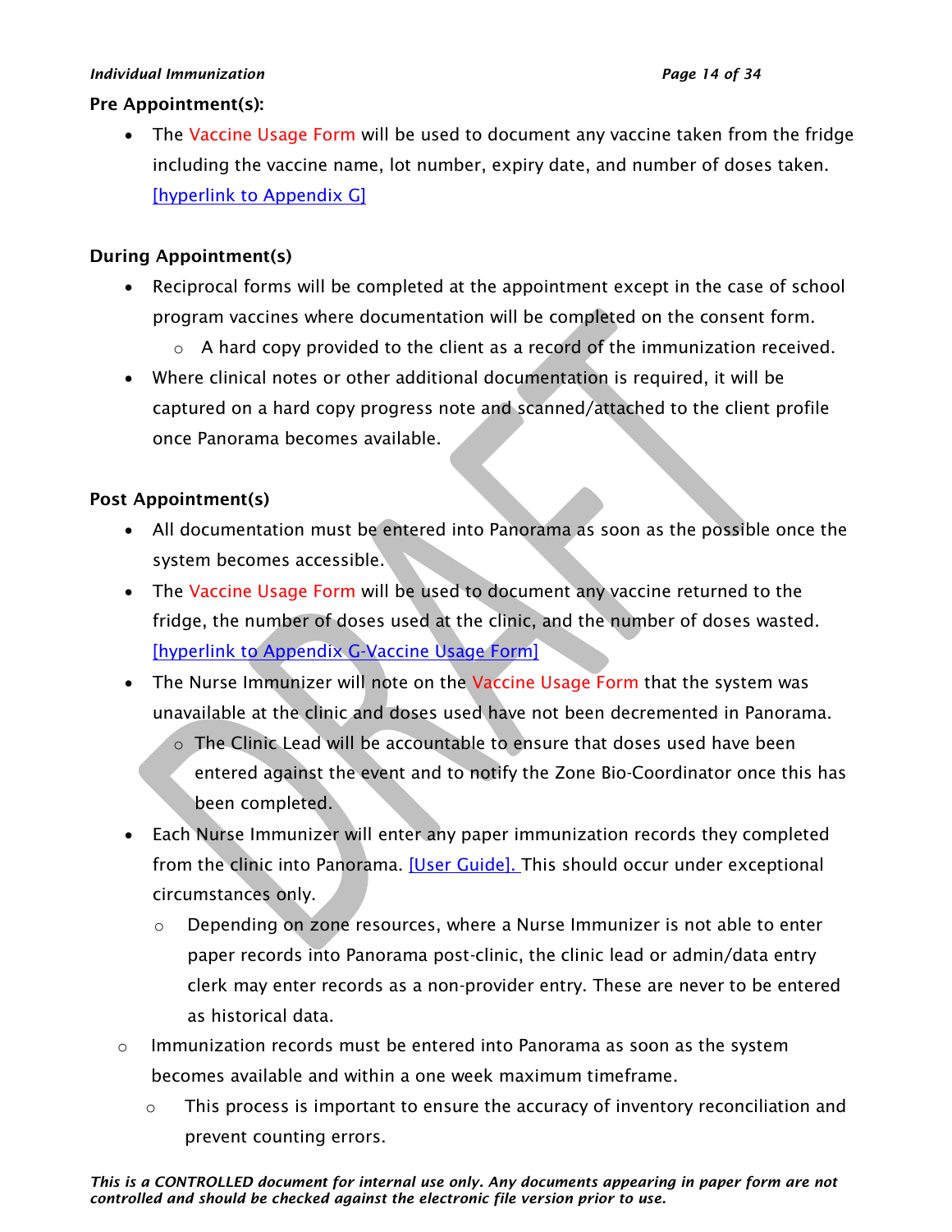**Pre Appointment(s):**

- The Vaccine Usage Form will be used to document any vaccine taken from the fridge including the vaccine name, lot number, expiry date, and number of doses taken. [hyperlink to Appendix G]

**During Appointment(s)**

- Reciprocal forms will be completed at the appointment except in the case of school program vaccines where documentation will be completed on the consent form.
  - A hard copy provided to the client as a record of the immunization received.
- Where clinical notes or other additional documentation is required, it will be captured on a hard copy progress note and scanned/attached to the client profile once Panorama becomes available.

**Post Appointment(s)**

- All documentation must be entered into Panorama as soon as the possible once the system becomes accessible.
- The Vaccine Usage Form will be used to document any vaccine returned to the fridge, the number of doses used at the clinic, and the number of doses wasted. [hyperlink to Appendix G-Vaccine Usage Form]
- The Nurse Immunizer will note on the Vaccine Usage Form that the system was unavailable at the clinic and doses used have not been decremented in Panorama.
  - The Clinic Lead will be accountable to ensure that doses used have been entered against the event and to notify the Zone Bio-Coordinator once this has been completed.
- Each Nurse Immunizer will enter any paper immunization records they completed from the clinic into Panorama. [User Guide]. This should occur under exceptional circumstances only.
  - Depending on zone resources, where a Nurse Immunizer is not able to enter paper records into Panorama post-clinic, the clinic lead or admin/data entry clerk may enter records as a non-provider entry. These are never to be entered as historical data.
- Immunization records must be entered into Panorama as soon as the system becomes available and within a one week maximum timeframe.
  - This process is important to ensure the accuracy of inventory reconciliation and prevent counting errors.

*This is a CONTROLLED document for internal use only. Any documents appearing in paper form are not controlled and should be checked against the electronic file version prior to use.*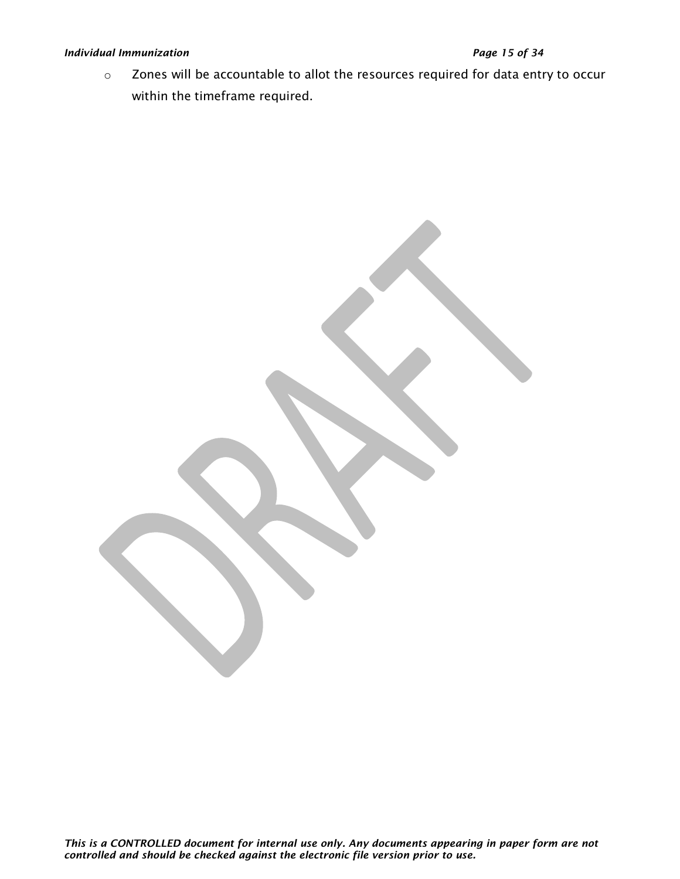- Zones will be accountable to allot the resources required for data entry to occur within the timeframe required.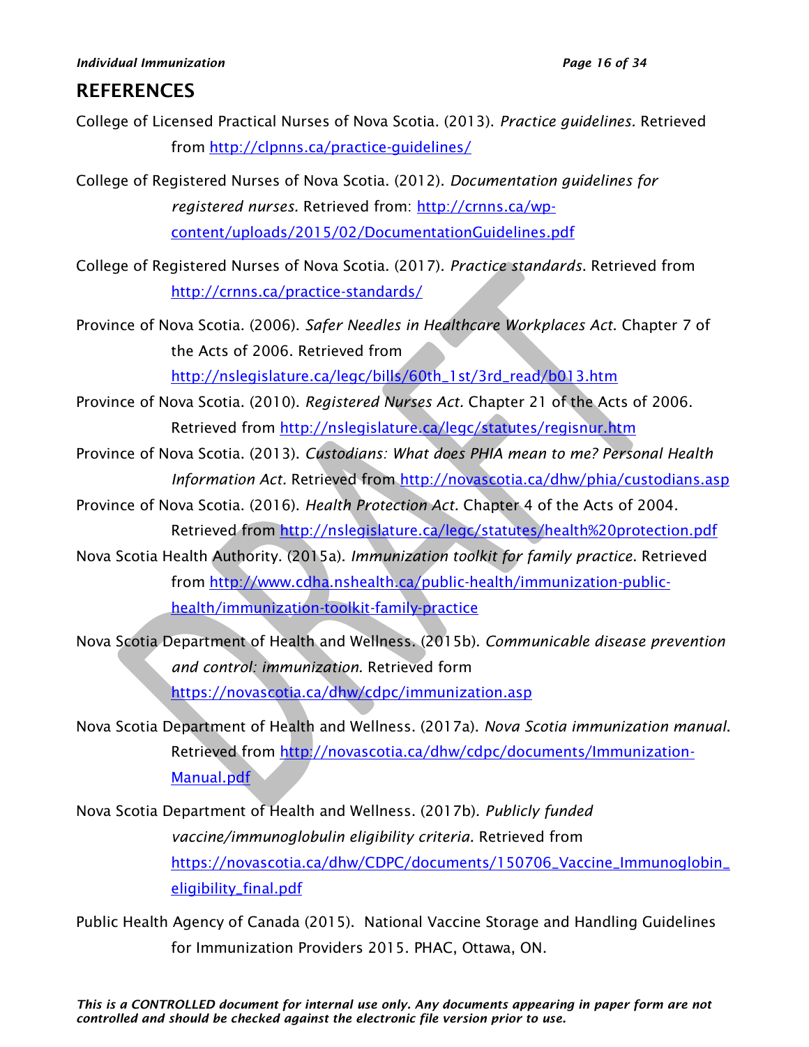## REFERENCES

College of Licensed Practical Nurses of Nova Scotia. (2013). *Practice guidelines.* Retrieved from http://clpnns.ca/practice-guidelines/

College of Registered Nurses of Nova Scotia. (2012). *Documentation guidelines for registered nurses.* Retrieved from: http://crnns.ca/wp-content/uploads/2015/02/DocumentationGuidelines.pdf

College of Registered Nurses of Nova Scotia. (2017). *Practice standards*. Retrieved from http://crnns.ca/practice-standards/

Province of Nova Scotia. (2006). *Safer Needles in Healthcare Workplaces Act.* Chapter 7 of the Acts of 2006. Retrieved from http://nslegislature.ca/legc/bills/60th_1st/3rd_read/b013.htm

Province of Nova Scotia. (2010). *Registered Nurses Act.* Chapter 21 of the Acts of 2006. Retrieved from http://nslegislature.ca/legc/statutes/regisnur.htm

Province of Nova Scotia. (2013). *Custodians: What does PHIA mean to me? Personal Health Information Act.* Retrieved from http://novascotia.ca/dhw/phia/custodians.asp

Province of Nova Scotia. (2016). *Health Protection Act.* Chapter 4 of the Acts of 2004. Retrieved from http://nslegislature.ca/legc/statutes/health%20protection.pdf

Nova Scotia Health Authority. (2015a). *Immunization toolkit for family practice.* Retrieved from http://www.cdha.nshealth.ca/public-health/immunization-public-health/immunization-toolkit-family-practice

Nova Scotia Department of Health and Wellness. (2015b). *Communicable disease prevention and control: immunization.* Retrieved form https://novascotia.ca/dhw/cdpc/immunization.asp

Nova Scotia Department of Health and Wellness. (2017a). *Nova Scotia immunization manual.* Retrieved from http://novascotia.ca/dhw/cdpc/documents/Immunization-Manual.pdf

Nova Scotia Department of Health and Wellness. (2017b). *Publicly funded vaccine/immunoglobulin eligibility criteria.* Retrieved from https://novascotia.ca/dhw/CDPC/documents/150706_Vaccine_Immunoglobin_eligibility_final.pdf

Public Health Agency of Canada (2015). National Vaccine Storage and Handling Guidelines for Immunization Providers 2015. PHAC, Ottawa, ON.

*This is a CONTROLLED document for internal use only. Any documents appearing in paper form are not controlled and should be checked against the electronic file version prior to use.*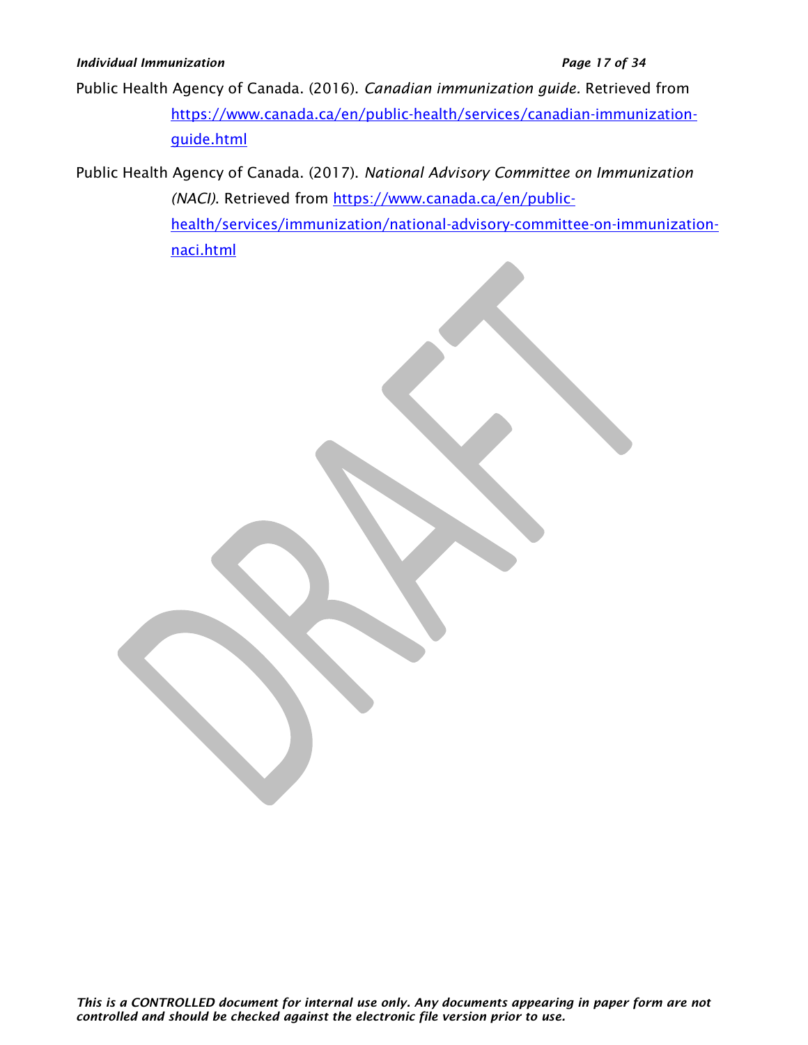Public Health Agency of Canada. (2016). *Canadian immunization guide.* Retrieved from https://www.canada.ca/en/public-health/services/canadian-immunization-guide.html

Public Health Agency of Canada. (2017). *National Advisory Committee on Immunization (NACI)*. Retrieved from https://www.canada.ca/en/public-health/services/immunization/national-advisory-committee-on-immunization-naci.html

*This is a CONTROLLED document for internal use only. Any documents appearing in paper form are not controlled and should be checked against the electronic file version prior to use.*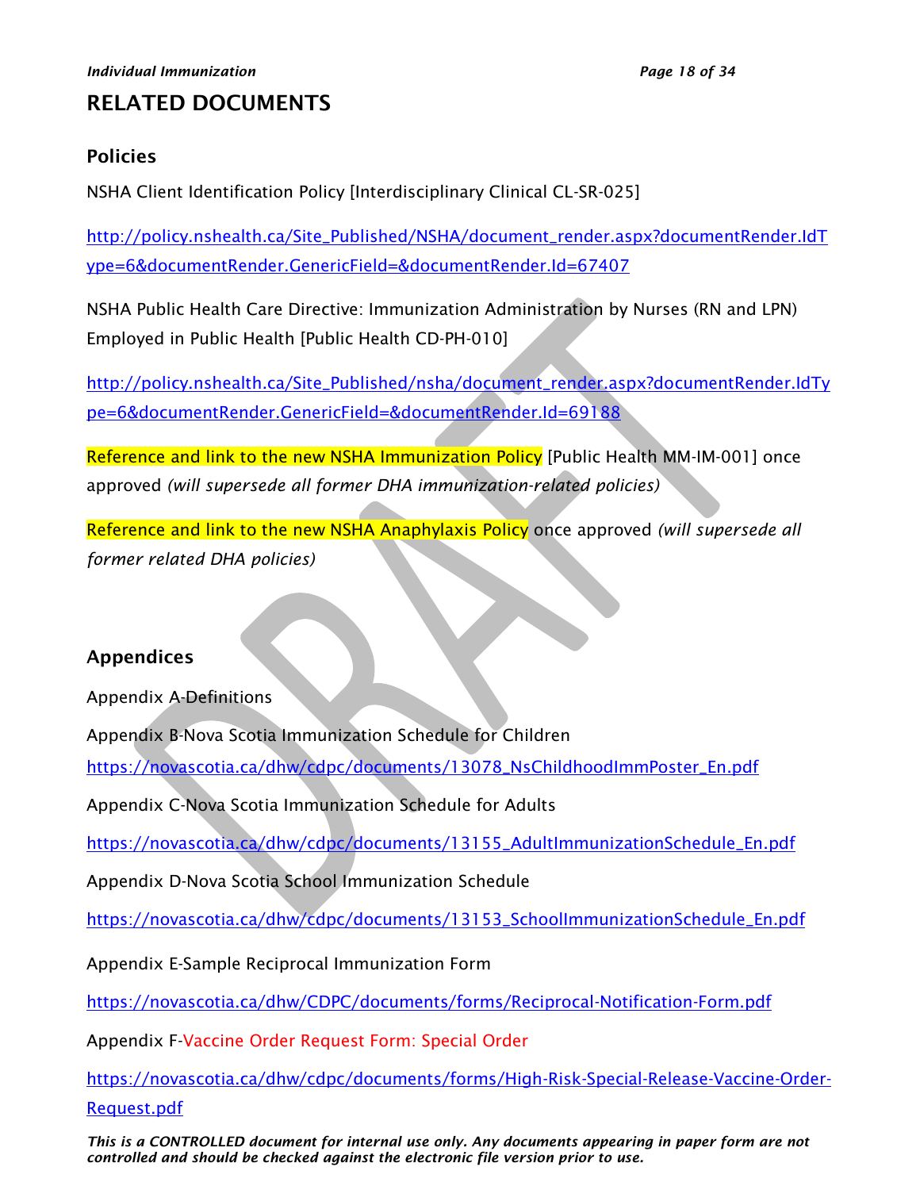# RELATED DOCUMENTS

## Policies

NSHA Client Identification Policy [Interdisciplinary Clinical CL-SR-025]

http://policy.nshealth.ca/Site_Published/NSHA/document_render.aspx?documentRender.IdType=6&documentRender.GenericField=&documentRender.Id=67407

NSHA Public Health Care Directive: Immunization Administration by Nurses (RN and LPN) Employed in Public Health [Public Health CD-PH-010]

http://policy.nshealth.ca/Site_Published/nsha/document_render.aspx?documentRender.IdType=6&documentRender.GenericField=&documentRender.Id=69188

Reference and link to the new NSHA Immunization Policy [Public Health MM-IM-001] once approved *(will supersede all former DHA immunization-related policies)*

Reference and link to the new NSHA Anaphylaxis Policy once approved *(will supersede all former related DHA policies)*

## Appendices

Appendix A-Definitions

Appendix B-Nova Scotia Immunization Schedule for Children
https://novascotia.ca/dhw/cdpc/documents/13078_NsChildhoodImmPoster_En.pdf

Appendix C-Nova Scotia Immunization Schedule for Adults

https://novascotia.ca/dhw/cdpc/documents/13155_AdultImmunizationSchedule_En.pdf

Appendix D-Nova Scotia School Immunization Schedule

https://novascotia.ca/dhw/cdpc/documents/13153_SchoolImmunizationSchedule_En.pdf

Appendix E-Sample Reciprocal Immunization Form

https://novascotia.ca/dhw/CDPC/documents/forms/Reciprocal-Notification-Form.pdf

Appendix F-Vaccine Order Request Form: Special Order

https://novascotia.ca/dhw/cdpc/documents/forms/High-Risk-Special-Release-Vaccine-Order-Request.pdf

*This is a CONTROLLED document for internal use only. Any documents appearing in paper form are not controlled and should be checked against the electronic file version prior to use.*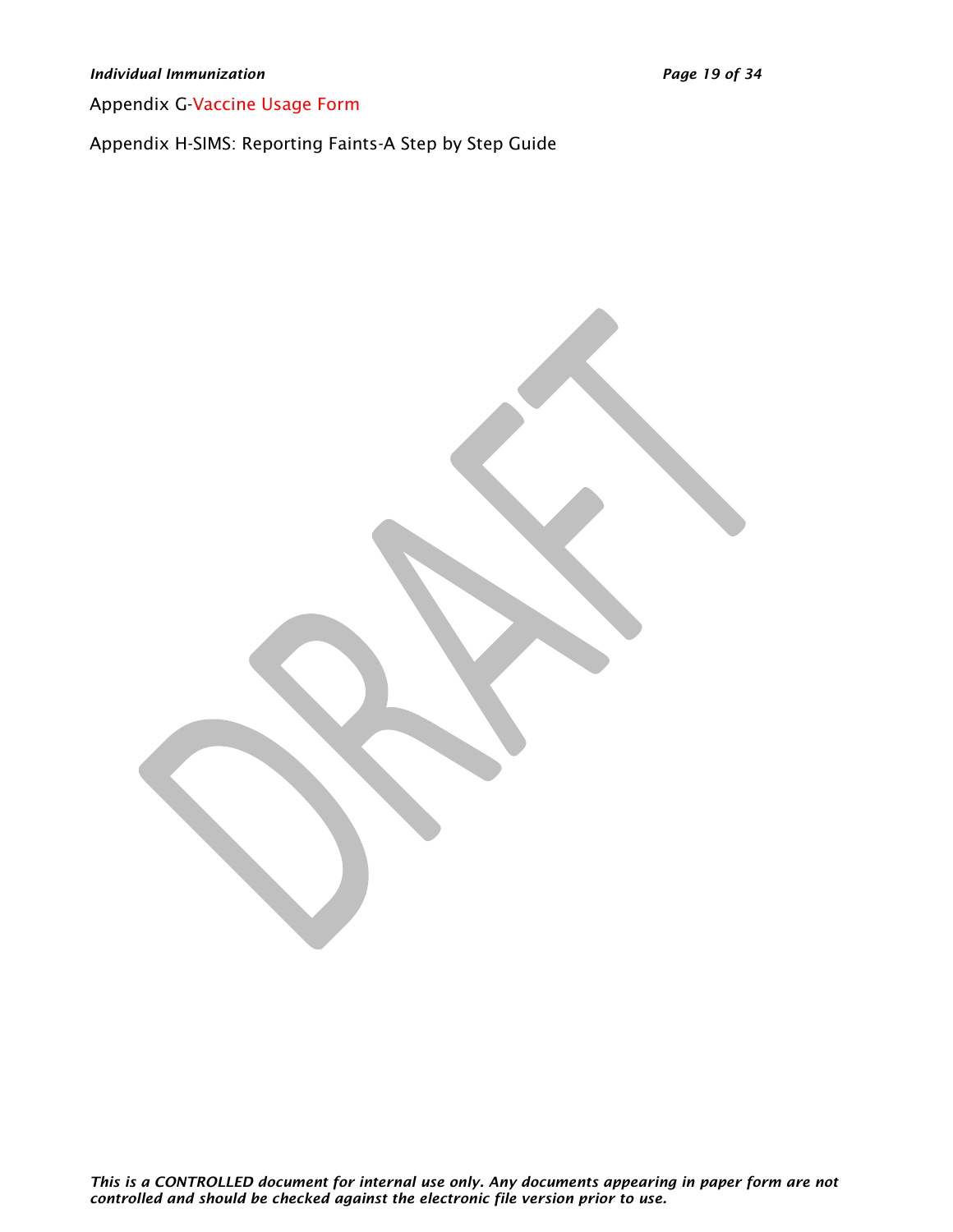Appendix G-Vaccine Usage Form

Appendix H-SIMS: Reporting Faints-A Step by Step Guide

*This is a CONTROLLED document for internal use only. Any documents appearing in paper form are not controlled and should be checked against the electronic file version prior to use.*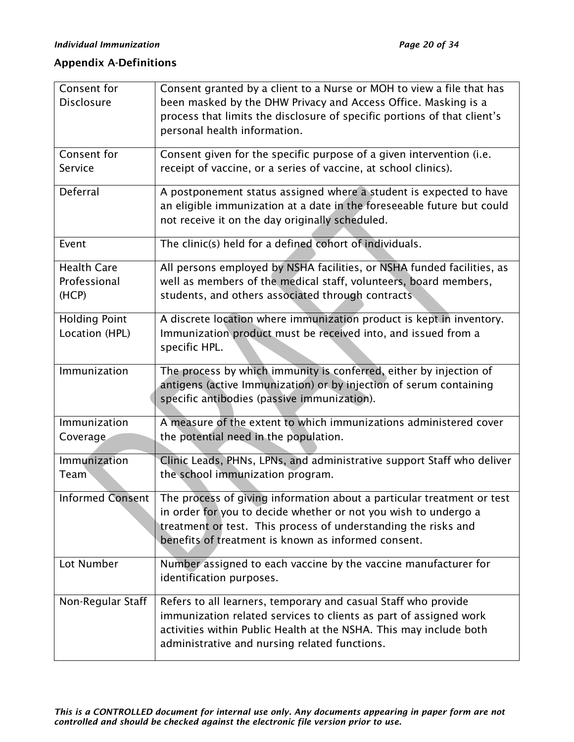## Appendix A-Definitions

| | |
|---|---|
| Consent for Disclosure | Consent granted by a client to a Nurse or MOH to view a file that has been masked by the DHW Privacy and Access Office. Masking is a process that limits the disclosure of specific portions of that client's personal health information. |
| Consent for Service | Consent given for the specific purpose of a given intervention (i.e. receipt of vaccine, or a series of vaccine, at school clinics). |
| Deferral | A postponement status assigned where a student is expected to have an eligible immunization at a date in the foreseeable future but could not receive it on the day originally scheduled. |
| Event | The clinic(s) held for a defined cohort of individuals. |
| Health Care Professional (HCP) | All persons employed by NSHA facilities, or NSHA funded facilities, as well as members of the medical staff, volunteers, board members, students, and others associated through contracts |
| Holding Point Location (HPL) | A discrete location where immunization product is kept in inventory. Immunization product must be received into, and issued from a specific HPL. |
| Immunization | The process by which immunity is conferred, either by injection of antigens (active Immunization) or by injection of serum containing specific antibodies (passive immunization). |
| Immunization Coverage | A measure of the extent to which immunizations administered cover the potential need in the population. |
| Immunization Team | Clinic Leads, PHNs, LPNs, and administrative support Staff who deliver the school immunization program. |
| Informed Consent | The process of giving information about a particular treatment or test in order for you to decide whether or not you wish to undergo a treatment or test. This process of understanding the risks and benefits of treatment is known as informed consent. |
| Lot Number | Number assigned to each vaccine by the vaccine manufacturer for identification purposes. |
| Non-Regular Staff | Refers to all learners, temporary and casual Staff who provide immunization related services to clients as part of assigned work activities within Public Health at the NSHA. This may include both administrative and nursing related functions. |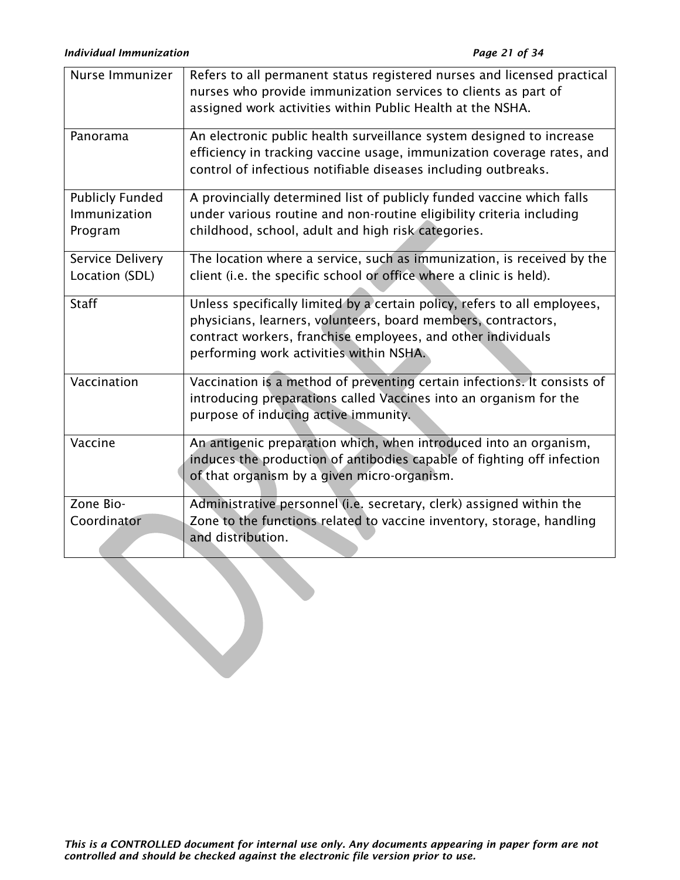| | |
|---|---|
| Nurse Immunizer | Refers to all permanent status registered nurses and licensed practical nurses who provide immunization services to clients as part of assigned work activities within Public Health at the NSHA. |
| Panorama | An electronic public health surveillance system designed to increase efficiency in tracking vaccine usage, immunization coverage rates, and control of infectious notifiable diseases including outbreaks. |
| Publicly Funded Immunization Program | A provincially determined list of publicly funded vaccine which falls under various routine and non-routine eligibility criteria including childhood, school, adult and high risk categories. |
| Service Delivery Location (SDL) | The location where a service, such as immunization, is received by the client (i.e. the specific school or office where a clinic is held). |
| Staff | Unless specifically limited by a certain policy, refers to all employees, physicians, learners, volunteers, board members, contractors, contract workers, franchise employees, and other individuals performing work activities within NSHA. |
| Vaccination | Vaccination is a method of preventing certain infections. It consists of introducing preparations called Vaccines into an organism for the purpose of inducing active immunity. |
| Vaccine | An antigenic preparation which, when introduced into an organism, induces the production of antibodies capable of fighting off infection of that organism by a given micro-organism. |
| Zone Bio-Coordinator | Administrative personnel (i.e. secretary, clerk) assigned within the Zone to the functions related to vaccine inventory, storage, handling and distribution. |

*This is a CONTROLLED document for internal use only. Any documents appearing in paper form are not controlled and should be checked against the electronic file version prior to use.*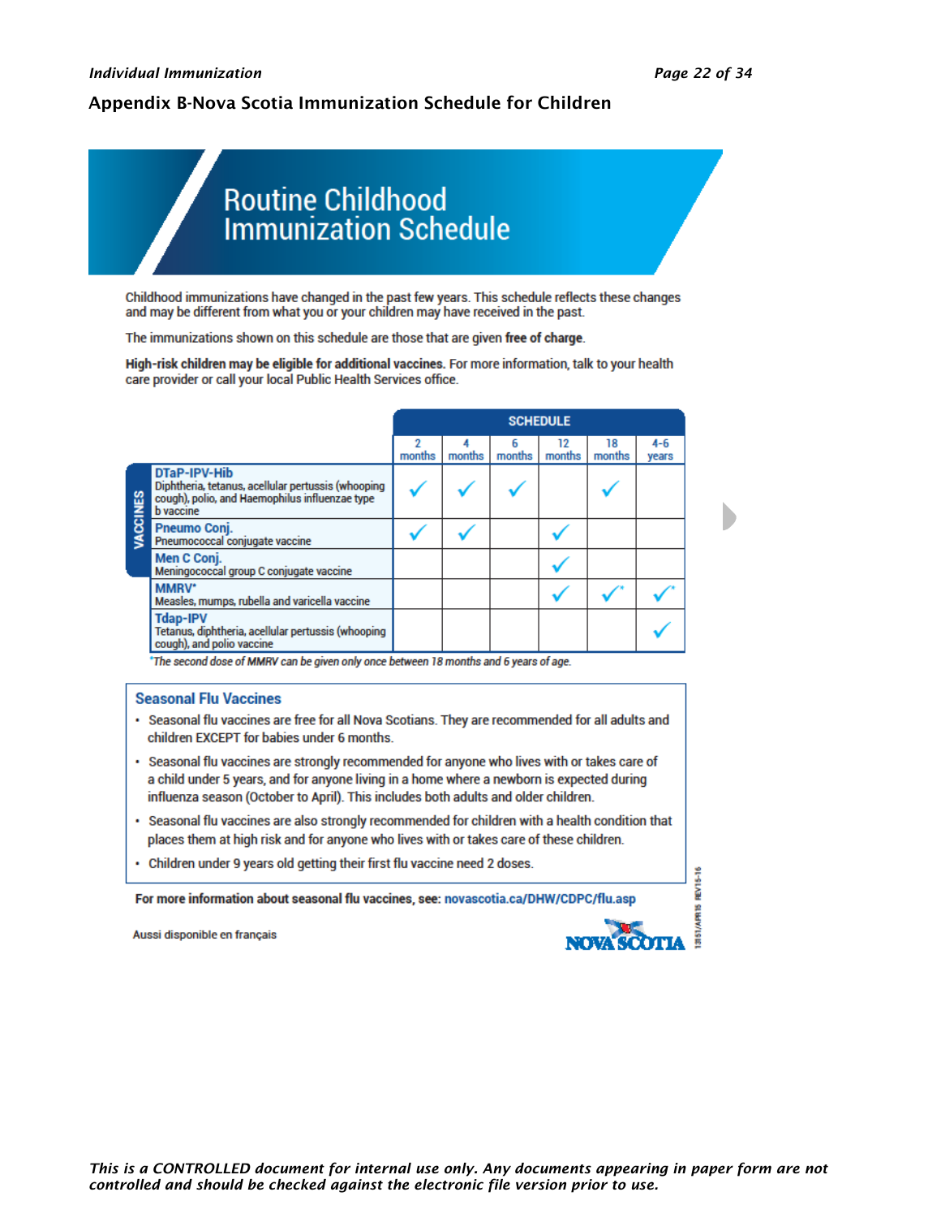## Appendix B-Nova Scotia Immunization Schedule for Children

# Routine Childhood Immunization Schedule

Childhood immunizations have changed in the past few years. This schedule reflects these changes and may be different from what you or your children may have received in the past.

The immunizations shown on this schedule are those that are given **free of charge**.

**High-risk children may be eligible for additional vaccines.** For more information, talk to your health care provider or call your local Public Health Services office.

| VACCINES | SCHEDULE | | | | | |
|---|---|---|---|---|---|---|
| | 2 months | 4 months | 6 months | 12 months | 18 months | 4-6 years |
| **DTaP-IPV-Hib** Diphtheria, tetanus, acellular pertussis (whooping cough), polio, and Haemophilus influenzae type b vaccine | ✓ | ✓ | ✓ | | ✓ | |
| **Pneumo Conj.** Pneumococcal conjugate vaccine | ✓ | ✓ | | ✓ | | |
| **Men C Conj.** Meningococcal group C conjugate vaccine | | | | ✓ | | |
| **MMRV*** Measles, mumps, rubella and varicella vaccine | | | | ✓ | ✓* | ✓* |
| **Tdap-IPV** Tetanus, diphtheria, acellular pertussis (whooping cough), and polio vaccine | | | | | | ✓ |

*The second dose of MMRV can be given only once between 18 months and 6 years of age.

### Seasonal Flu Vaccines

- Seasonal flu vaccines are free for all Nova Scotians. They are recommended for all adults and children EXCEPT for babies under 6 months.
- Seasonal flu vaccines are strongly recommended for anyone who lives with or takes care of a child under 5 years, and for anyone living in a home where a newborn is expected during influenza season (October to April). This includes both adults and older children.
- Seasonal flu vaccines are also strongly recommended for children with a health condition that places them at high risk and for anyone who lives with or takes care of these children.
- Children under 9 years old getting their first flu vaccine need 2 doses.

**For more information about seasonal flu vaccines, see:** novascotia.ca/DHW/CDPC/flu.asp

Aussi disponible en français

NOVA SCOTIA

13151/APR15 REV15-16

*This is a CONTROLLED document for internal use only. Any documents appearing in paper form are not controlled and should be checked against the electronic file version prior to use.*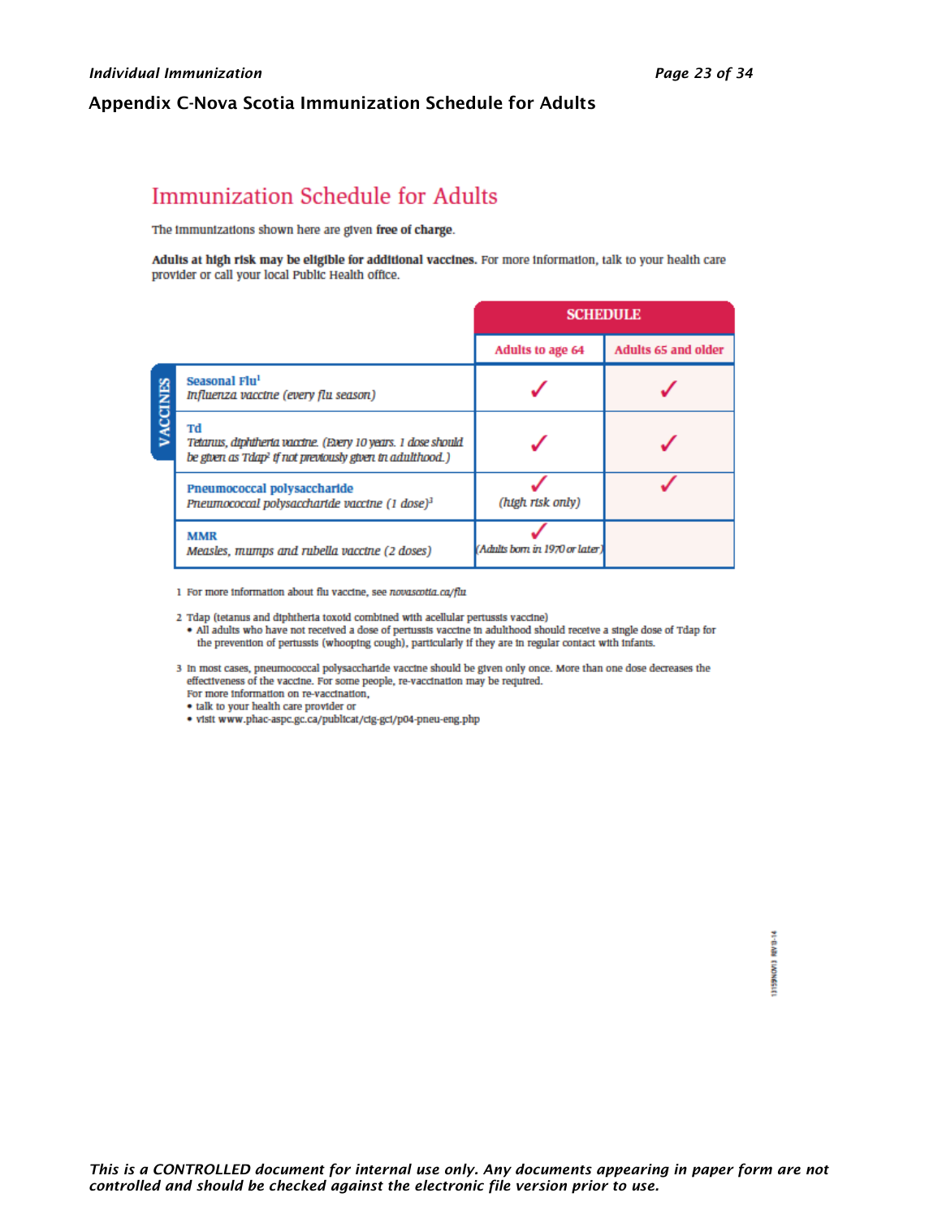## Appendix C-Nova Scotia Immunization Schedule for Adults

# Immunization Schedule for Adults

The immunizations shown here are given **free of charge**.

**Adults at high risk may be eligible for additional vaccines.** For more information, talk to your health care provider or call your local Public Health office.

| VACCINES | SCHEDULE: Adults to age 64 | SCHEDULE: Adults 65 and older |
|---|---|---|
| **Seasonal Flu**[1]<br>*Influenza vaccine (every flu season)* | ✓ | ✓ |
| **Td**<br>*Tetanus, diphtheria vaccine. (Every 10 years. 1 dose should be given as Tdap*[2] *if not previously given in adulthood.)* | ✓ | ✓ |
| **Pneumococcal polysaccharide**<br>*Pneumococcal polysaccharide vaccine (1 dose)*[3] | ✓ *(high risk only)* | ✓ |
| **MMR**<br>*Measles, mumps and rubella vaccine (2 doses)* | ✓ *(Adults born in 1970 or later)* | |

1 For more information about flu vaccine, see *novascotia.ca/flu*

2 Tdap (tetanus and diphtheria toxoid combined with acellular pertussis vaccine)
- All adults who have not received a dose of pertussis vaccine in adulthood should receive a single dose of Tdap for the prevention of pertussis (whooping cough), particularly if they are in regular contact with infants.

3 In most cases, pneumococcal polysaccharide vaccine should be given only once. More than one dose decreases the effectiveness of the vaccine. For some people, re-vaccination may be required.
For more information on re-vaccination,
- talk to your health care provider or
- visit www.phac-aspc.gc.ca/publicat/cig-gci/p04-pneu-eng.php

13159NOV13 REV 0-14

*This is a CONTROLLED document for internal use only. Any documents appearing in paper form are not controlled and should be checked against the electronic file version prior to use.*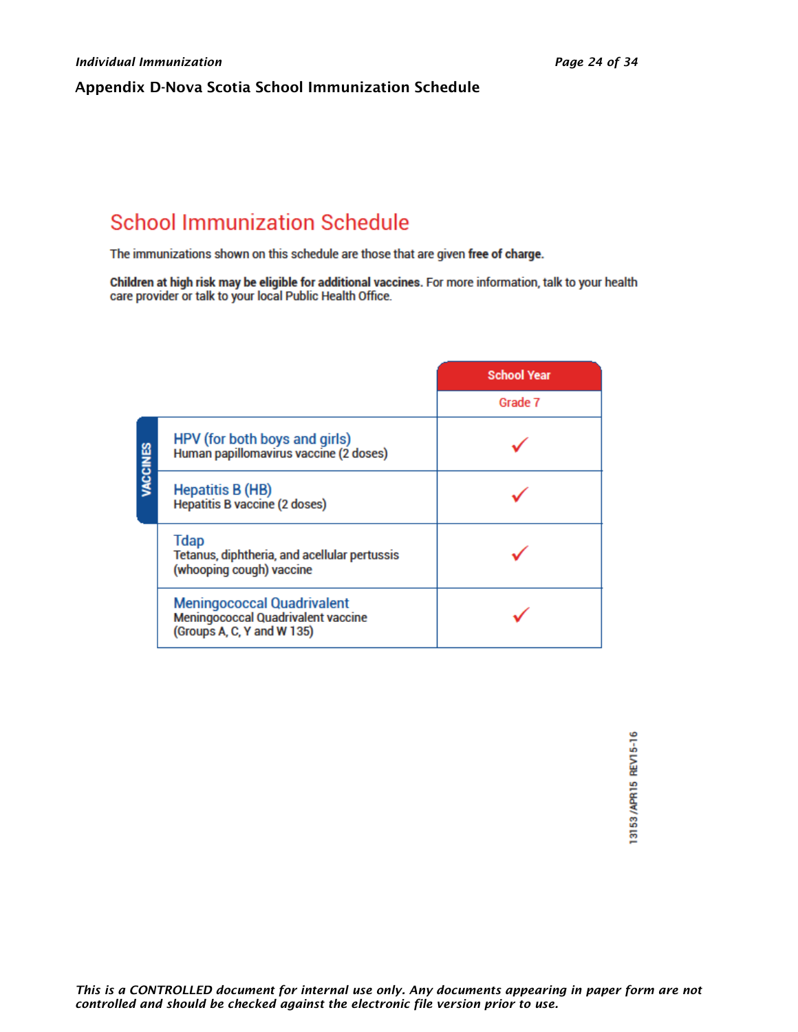## Appendix D-Nova Scotia School Immunization Schedule

# School Immunization Schedule

The immunizations shown on this schedule are those that are given **free of charge.**

**Children at high risk may be eligible for additional vaccines.** For more information, talk to your health care provider or talk to your local Public Health Office.

| VACCINES | School Year<br>Grade 7 |
|---|---|
| **HPV (for both boys and girls)**<br>Human papillomavirus vaccine (2 doses) | ✓ |
| **Hepatitis B (HB)**<br>Hepatitis B vaccine (2 doses) | ✓ |
| **Tdap**<br>Tetanus, diphtheria, and acellular pertussis (whooping cough) vaccine | ✓ |
| **Meningococcal Quadrivalent**<br>Meningococcal Quadrivalent vaccine (Groups A, C, Y and W 135) | ✓ |

13153/APR15 REV15-16

*This is a CONTROLLED document for internal use only. Any documents appearing in paper form are not controlled and should be checked against the electronic file version prior to use.*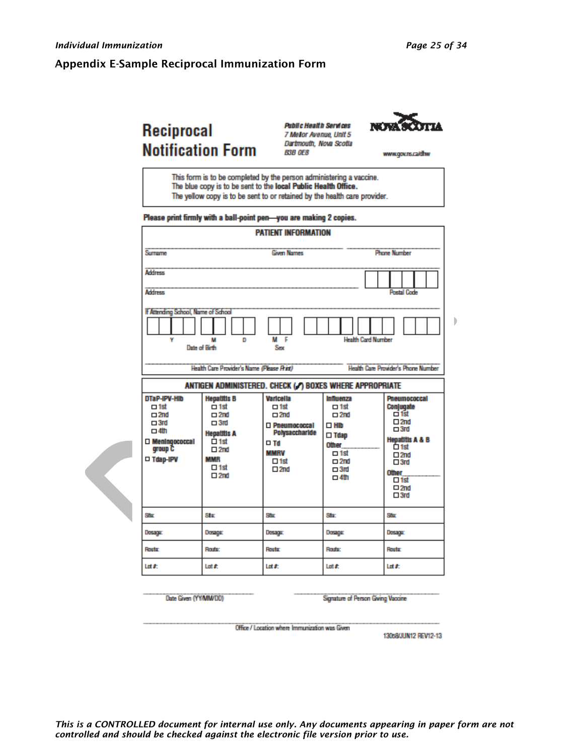## Appendix E-Sample Reciprocal Immunization Form

# Reciprocal Notification Form

**Public Health Services**
7 Mellor Avenue, Unit 5
Dartmouth, Nova Scotia
B3B 0E8

NOVA SCOTIA

www.gov.ns.ca/dhw

This form is to be completed by the person administering a vaccine.
The blue copy is to be sent to the **local Public Health Office.**
The yellow copy is to be sent to or retained by the health care provider.

**Please print firmly with a ball-point pen—you are making 2 copies.**

**PATIENT INFORMATION**

Surname | Given Names | Phone Number

Address

Address | Postal Code

If Attending School, Name of School

Date of Birth (Y M D) | Sex (M F) | Health Card Number

Health Care Provider's Name *(Please Print)* | Health Care Provider's Phone Number

**ANTIGEN ADMINISTERED. CHECK (✓) BOXES WHERE APPROPRIATE**

| | | | | |
|---|---|---|---|---|
| **DTaP-IPV-Hib**<br>☐ 1st<br>☐ 2nd<br>☐ 3rd<br>☐ 4th<br>☐ **Meningococcal group C**<br>☐ **Tdap-IPV** | **Hepatitis B**<br>☐ 1st<br>☐ 2nd<br>☐ 3rd<br>**Hepatitis A**<br>☐ 1st<br>☐ 2nd<br>**MMR**<br>☐ 1st<br>☐ 2nd | **Varicella**<br>☐ 1st<br>☐ 2nd<br>☐ **Pneumococcal Polysaccharide**<br>☐ **Td**<br>**MMRV**<br>☐ 1st<br>☐ 2nd | **Influenza**<br>☐ 1st<br>☐ 2nd<br>☐ **Hib**<br>☐ **Tdap**<br>**Other**\_\_\_\_\_\_\_\_<br>☐ 1st<br>☐ 2nd<br>☐ 3rd<br>☐ 4th | **Pneumococcal Conjugate**<br>☐ 1st<br>☐ 2nd<br>☐ 3rd<br>**Hepatitis A & B**<br>☐ 1st<br>☐ 2nd<br>☐ 3rd<br>**Other**\_\_\_\_\_\_\_\_<br>☐ 1st<br>☐ 2nd<br>☐ 3rd |
| Site: | Site: | Site: | Site: | Site: |
| Dosage: | Dosage: | Dosage: | Dosage: | Dosage: |
| Route: | Route: | Route: | Route: | Route: |
| Lot #: | Lot #: | Lot #: | Lot #: | Lot #: |

Date Given (YY/MM/DD) | Signature of Person Giving Vaccine

Office / Location where Immunization was Given

13068/JUN12 REV12-13

*This is a CONTROLLED document for internal use only. Any documents appearing in paper form are not controlled and should be checked against the electronic file version prior to use.*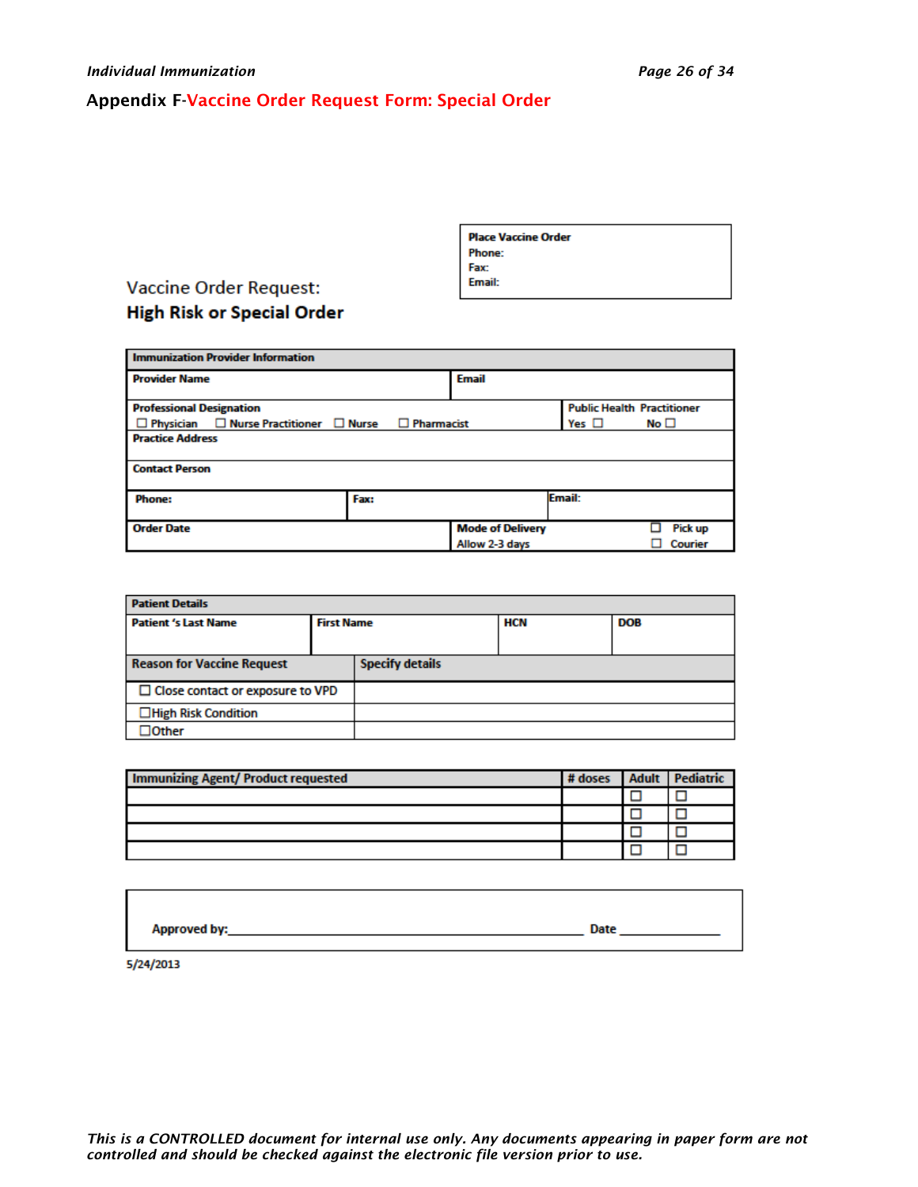## Appendix F-Vaccine Order Request Form: Special Order

**Place Vaccine Order**
**Phone:**
**Fax:**
**Email:**

Vaccine Order Request:
**High Risk or Special Order**

| **Immunization Provider Information** | | |
|---|---|---|
| **Provider Name** | **Email** | |
| **Professional Designation** ☐ Physician ☐ Nurse Practitioner ☐ Nurse ☐ Pharmacist | | **Public Health Practitioner** Yes ☐ No ☐ |
| **Practice Address** | | |
| **Contact Person** | | |
| **Phone:** | **Fax:** | **Email:** |
| **Order Date** | **Mode of Delivery** Allow 2-3 days | ☐ Pick up ☐ Courier |

| **Patient Details** | | | |
|---|---|---|---|
| **Patient 's Last Name** | **First Name** | **HCN** | **DOB** |
| | | | |

| **Reason for Vaccine Request** | **Specify details** |
|---|---|
| ☐ Close contact or exposure to VPD | |
| ☐ High Risk Condition | |
| ☐ Other | |

| **Immunizing Agent/ Product requested** | **# doses** | **Adult** | **Pediatric** |
|---|---|---|---|
| | | ☐ | ☐ |
| | | ☐ | ☐ |
| | | ☐ | ☐ |
| | | ☐ | ☐ |

**Approved by:**\_\_\_\_\_\_\_\_\_\_\_\_\_\_\_\_\_\_\_\_\_\_\_\_\_\_\_\_\_\_\_\_\_\_\_\_\_\_\_\_\_\_\_\_\_\_\_\_ **Date** \_\_\_\_\_\_\_\_\_\_\_\_\_\_

5/24/2013

*This is a CONTROLLED document for internal use only. Any documents appearing in paper form are not controlled and should be checked against the electronic file version prior to use.*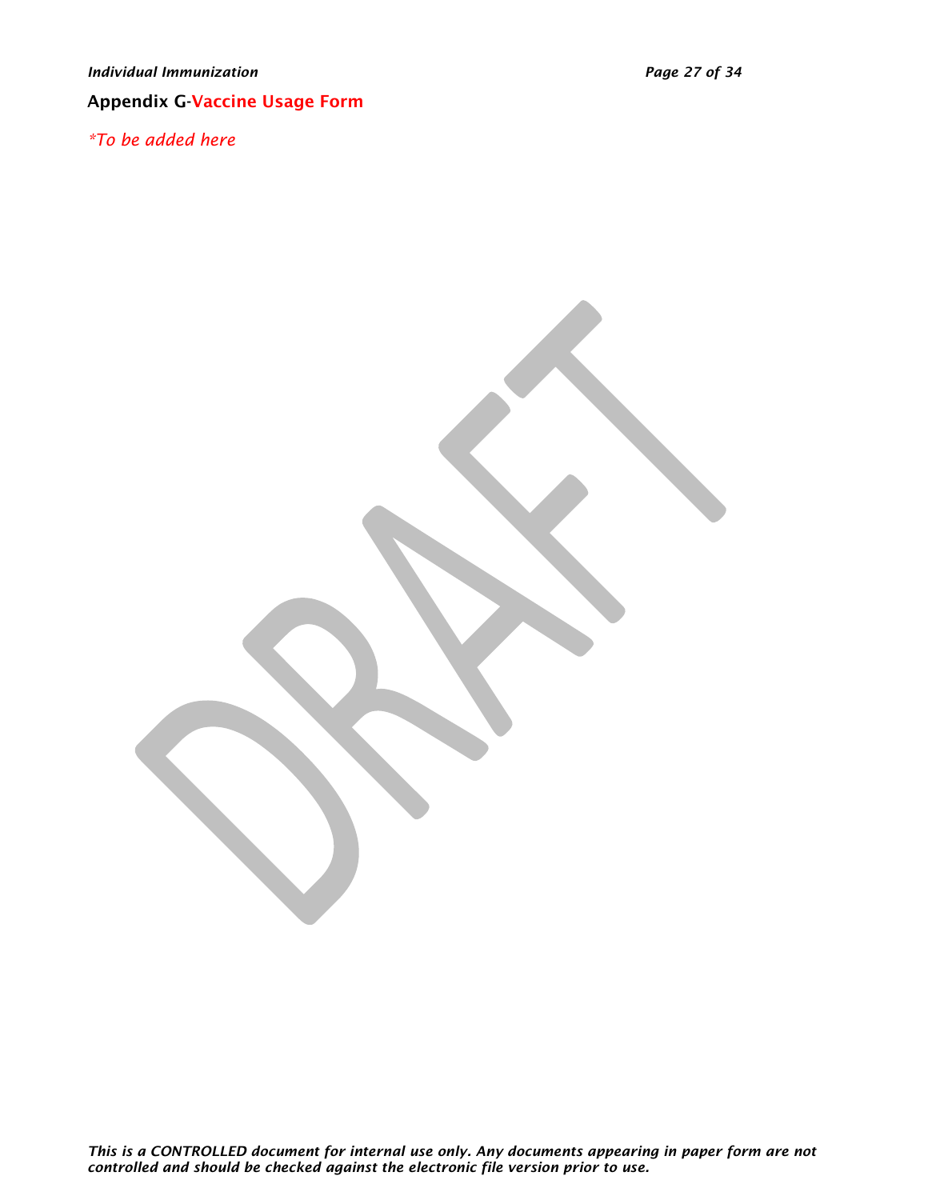## Appendix G-Vaccine Usage Form

*\*To be added here*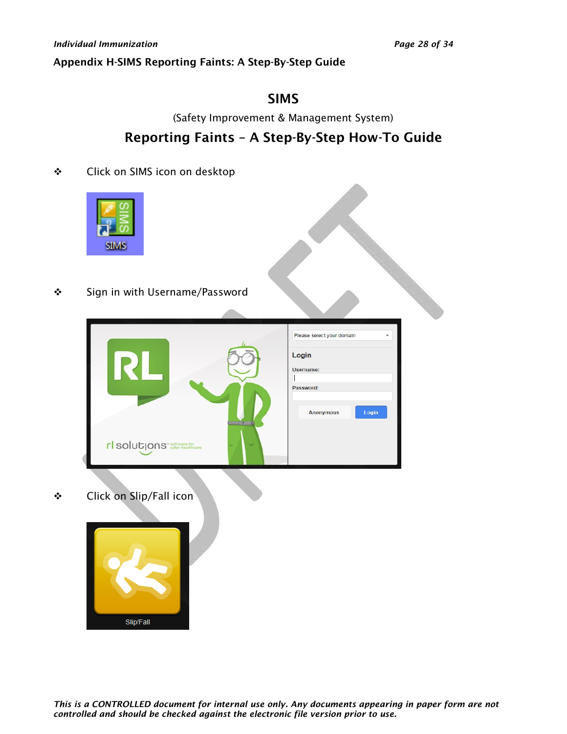## Appendix H-SIMS Reporting Faints: A Step-By-Step Guide

# SIMS

(Safety Improvement & Management System)

## Reporting Faints – A Step-By-Step How-To Guide

- Click on SIMS icon on desktop

- Sign in with Username/Password

- Click on Slip/Fall icon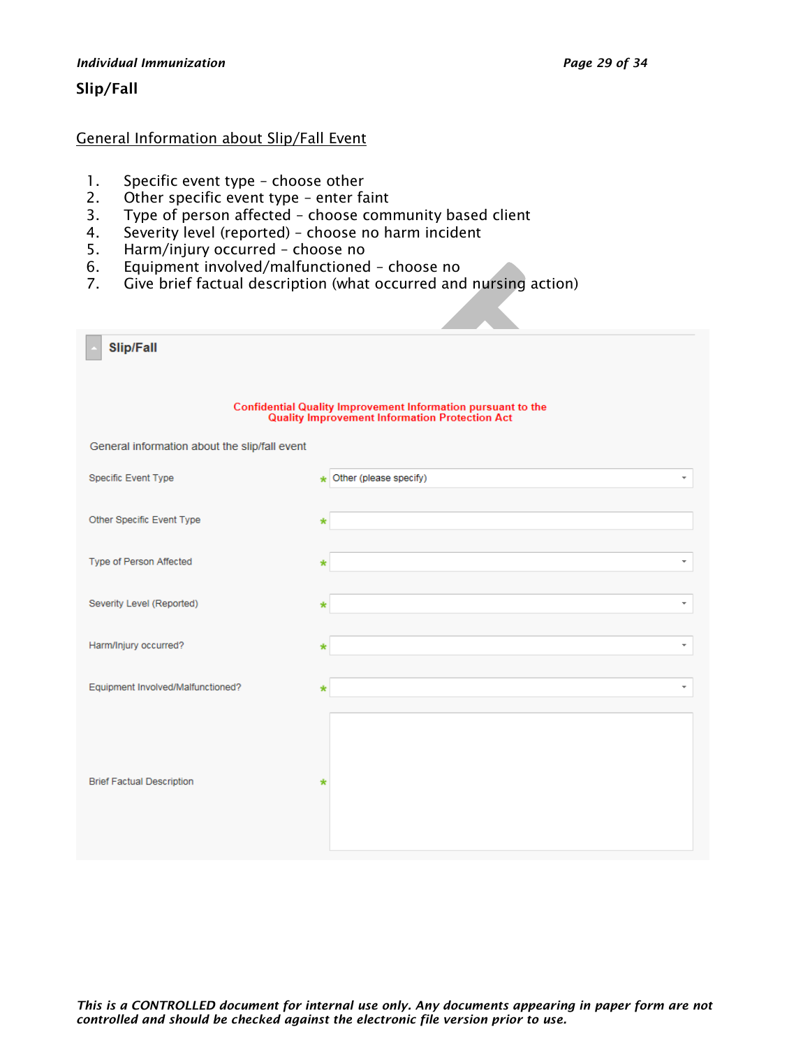## Slip/Fall

General Information about Slip/Fall Event

1. Specific event type – choose other
2. Other specific event type – enter faint
3. Type of person affected – choose community based client
4. Severity level (reported) – choose no harm incident
5. Harm/injury occurred – choose no
6. Equipment involved/malfunctioned – choose no
7. Give brief factual description (what occurred and nursing action)

**Slip/Fall**

Confidential Quality Improvement Information pursuant to the Quality Improvement Information Protection Act

General information about the slip/fall event

| | |
|---|---|
| Specific Event Type * | Other (please specify) |
| Other Specific Event Type * | |
| Type of Person Affected * | |
| Severity Level (Reported) * | |
| Harm/Injury occurred? * | |
| Equipment Involved/Malfunctioned? * | |
| Brief Factual Description * | |

*This is a CONTROLLED document for internal use only. Any documents appearing in paper form are not controlled and should be checked against the electronic file version prior to use.*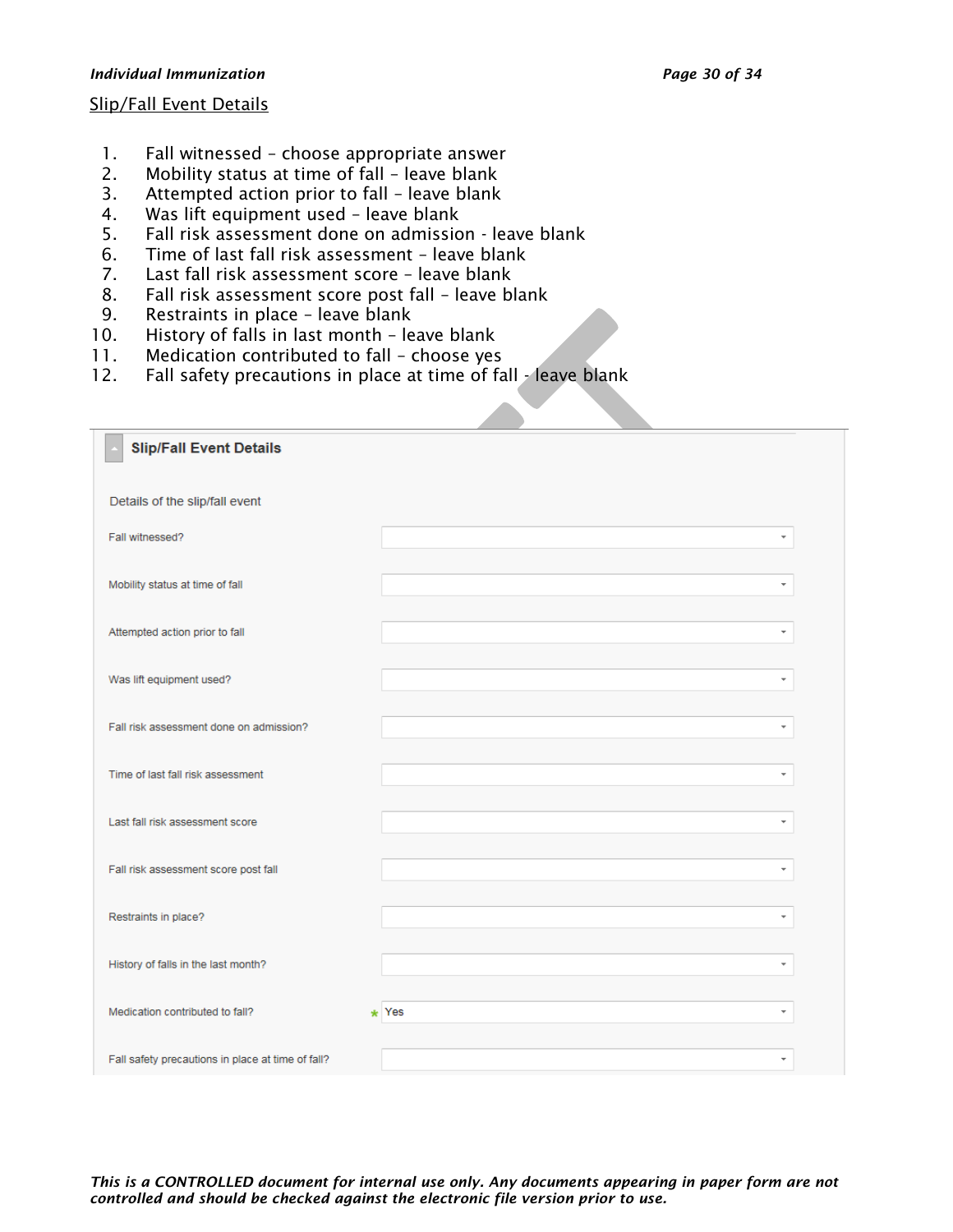Slip/Fall Event Details

1. Fall witnessed – choose appropriate answer
2. Mobility status at time of fall – leave blank
3. Attempted action prior to fall – leave blank
4. Was lift equipment used – leave blank
5. Fall risk assessment done on admission - leave blank
6. Time of last fall risk assessment – leave blank
7. Last fall risk assessment score – leave blank
8. Fall risk assessment score post fall – leave blank
9. Restraints in place – leave blank
10. History of falls in last month – leave blank
11. Medication contributed to fall – choose yes
12. Fall safety precautions in place at time of fall - leave blank

**Slip/Fall Event Details**

Details of the slip/fall event

| | |
|---|---|
| Fall witnessed? | |
| Mobility status at time of fall | |
| Attempted action prior to fall | |
| Was lift equipment used? | |
| Fall risk assessment done on admission? | |
| Time of last fall risk assessment | |
| Last fall risk assessment score | |
| Fall risk assessment score post fall | |
| Restraints in place? | |
| History of falls in the last month? | |
| Medication contributed to fall? | * Yes |
| Fall safety precautions in place at time of fall? | |

*This is a CONTROLLED document for internal use only. Any documents appearing in paper form are not controlled and should be checked against the electronic file version prior to use.*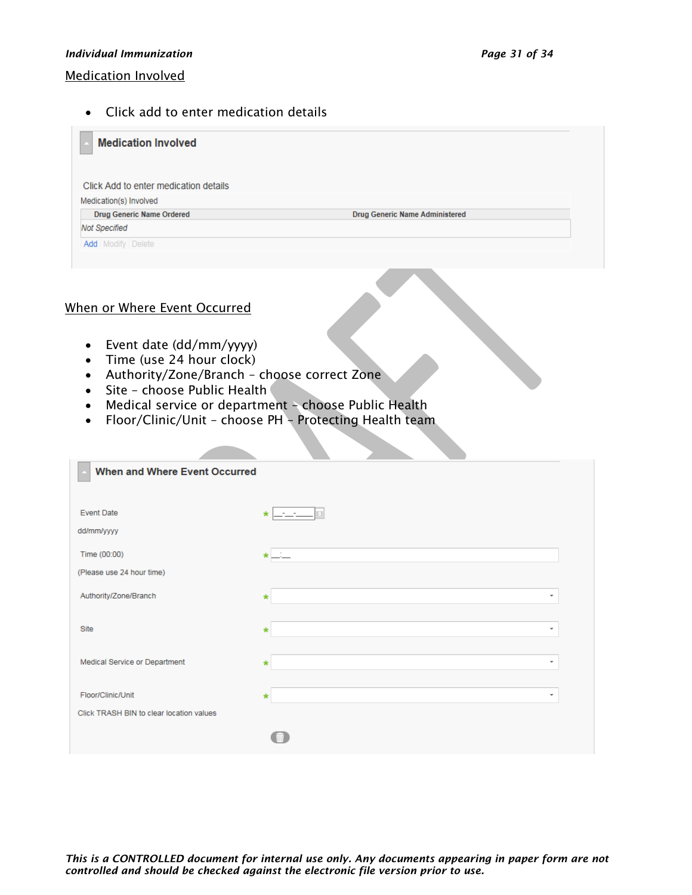## Medication Involved

- Click add to enter medication details

**Medication Involved**

Click Add to enter medication details

Medication(s) Involved

| Drug Generic Name Ordered | Drug Generic Name Administered |
| --- | --- |
| *Not Specified* | |

Add | Modify | Delete

## When or Where Event Occurred

- Event date (dd/mm/yyyy)
- Time (use 24 hour clock)
- Authority/Zone/Branch – choose correct Zone
- Site – choose Public Health
- Medical service or department – choose Public Health
- Floor/Clinic/Unit – choose PH – Protecting Health team

**When and Where Event Occurred**

Event Date
dd/mm/yyyy *

Time (00:00)
(Please use 24 hour time) *

Authority/Zone/Branch *

Site *

Medical Service or Department *

Floor/Clinic/Unit *

Click TRASH BIN to clear location values

*This is a CONTROLLED document for internal use only. Any documents appearing in paper form are not controlled and should be checked against the electronic file version prior to use.*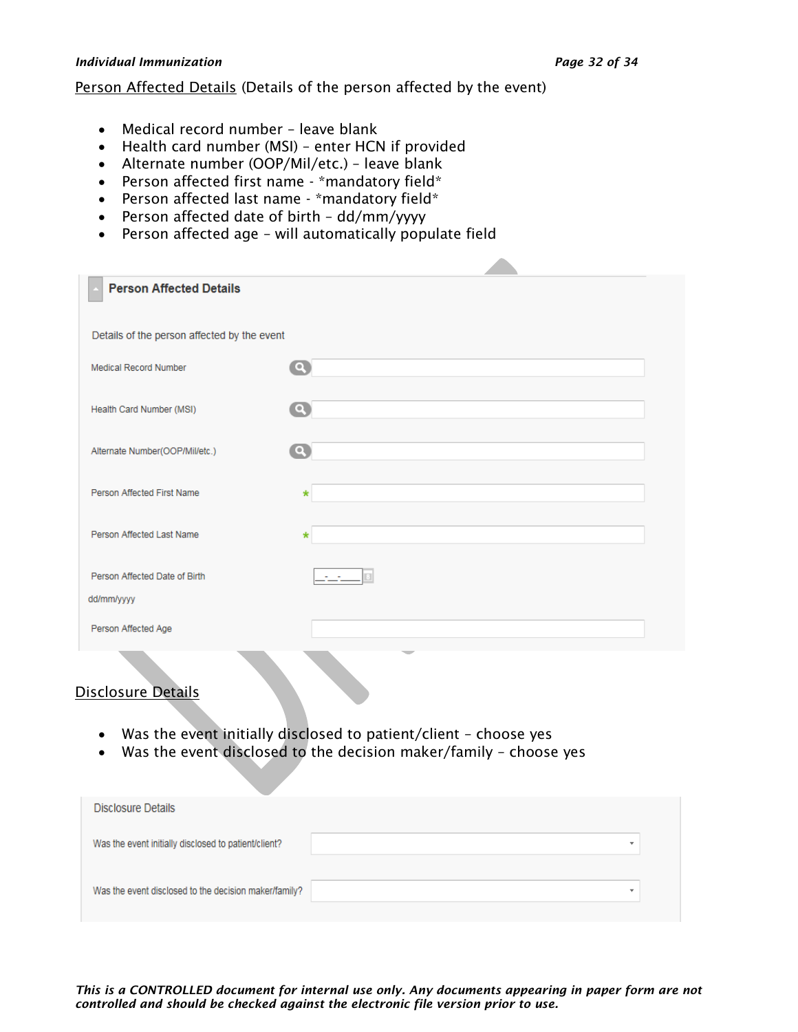Person Affected Details (Details of the person affected by the event)

- Medical record number – leave blank
- Health card number (MSI) – enter HCN if provided
- Alternate number (OOP/Mil/etc.) – leave blank
- Person affected first name - *mandatory field*
- Person affected last name - *mandatory field*
- Person affected date of birth – dd/mm/yyyy
- Person affected age – will automatically populate field

**Person Affected Details**

Details of the person affected by the event

Medical Record Number

Health Card Number (MSI)

Alternate Number(OOP/Mil/etc.)

Person Affected First Name *

Person Affected Last Name *

Person Affected Date of Birth dd/mm/yyyy

Person Affected Age

Disclosure Details

- Was the event initially disclosed to patient/client – choose yes
- Was the event disclosed to the decision maker/family – choose yes

Disclosure Details

Was the event initially disclosed to patient/client?

Was the event disclosed to the decision maker/family?

*This is a CONTROLLED document for internal use only. Any documents appearing in paper form are not controlled and should be checked against the electronic file version prior to use.*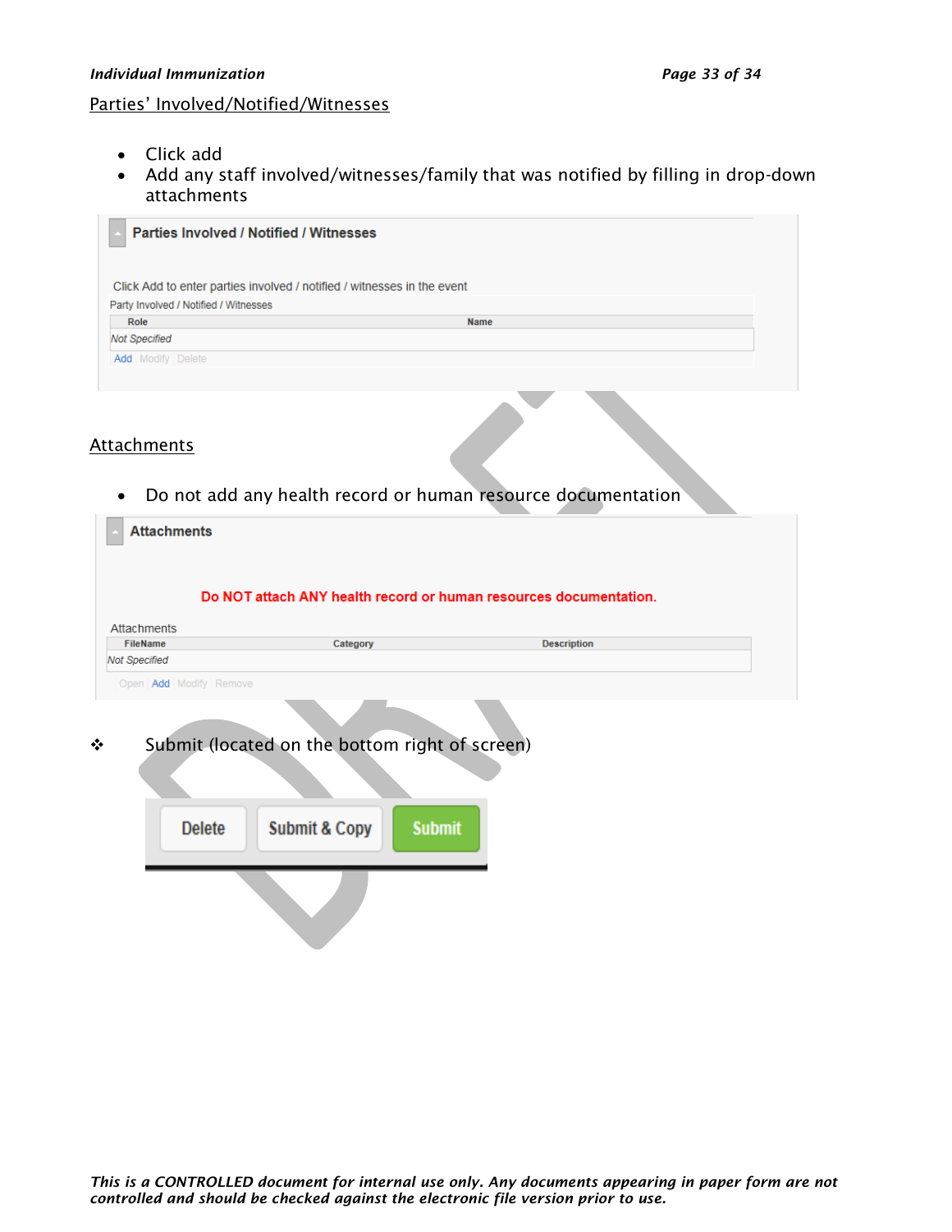## Parties' Involved/Notified/Witnesses

- Click add
- Add any staff involved/witnesses/family that was notified by filling in drop-down attachments

**Parties Involved / Notified / Witnesses**

Click Add to enter parties involved / notified / witnesses in the event

Party Involved / Notified / Witnesses

| Role | Name |
|---|---|
| *Not Specified* | |

Add | Modify | Delete

## Attachments

- Do not add any health record or human resource documentation

**Attachments**

**Do NOT attach ANY health record or human resources documentation.**

Attachments

| FileName | Category | Description |
|---|---|---|
| *Not Specified* | | |

Open | Add | Modify | Remove

❖ Submit (located on the bottom right of screen)

Delete | Submit & Copy | Submit

*This is a CONTROLLED document for internal use only. Any documents appearing in paper form are not controlled and should be checked against the electronic file version prior to use.*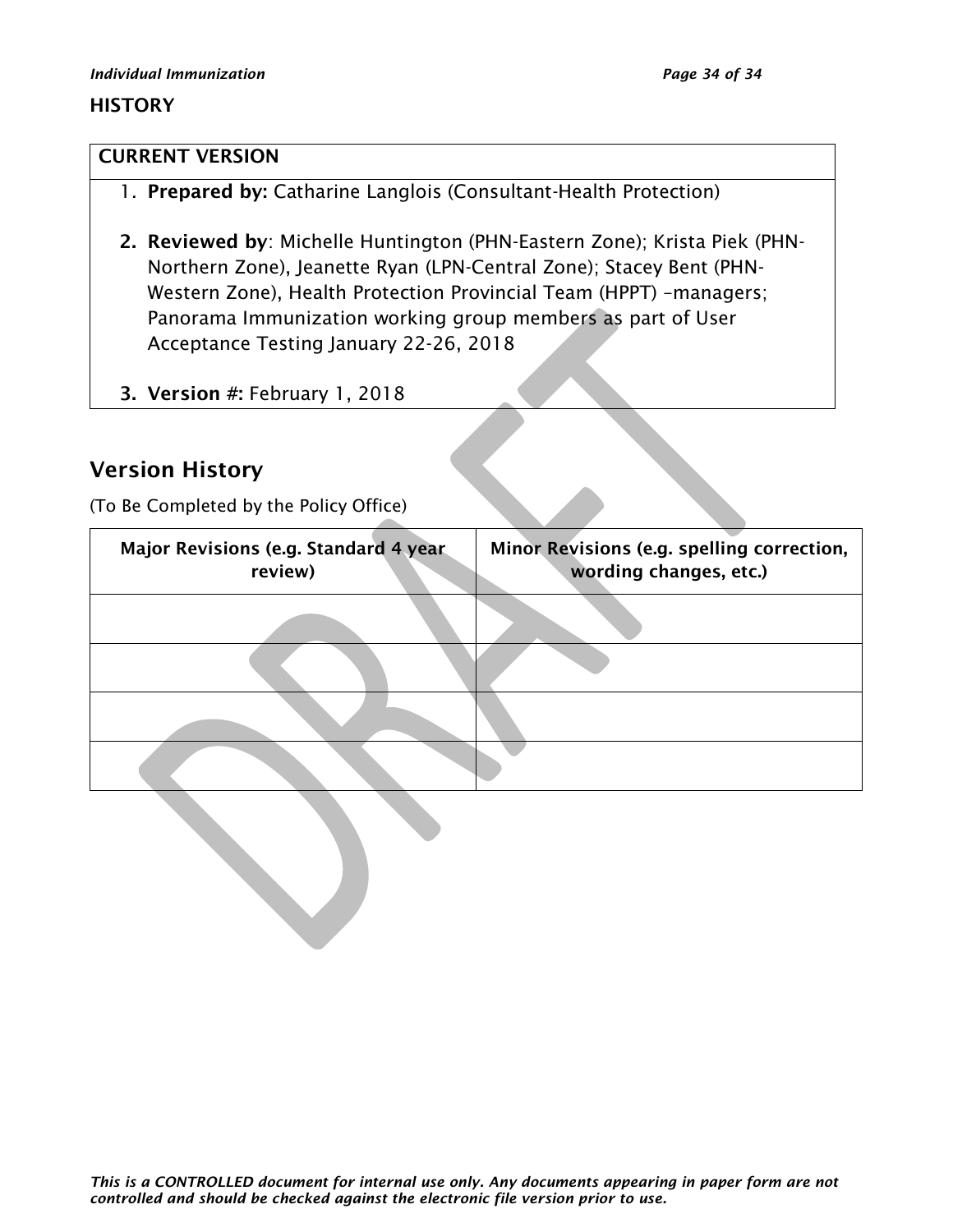## HISTORY

| CURRENT VERSION |
|---|
| 1. **Prepared by:** Catharine Langlois (Consultant-Health Protection)<br><br>2. **Reviewed by**: Michelle Huntington (PHN-Eastern Zone); Krista Piek (PHN-Northern Zone), Jeanette Ryan (LPN-Central Zone); Stacey Bent (PHN-Western Zone), Health Protection Provincial Team (HPPT) –managers; Panorama Immunization working group members as part of User Acceptance Testing January 22-26, 2018<br><br>3. **Version #:** February 1, 2018 |

## Version History

(To Be Completed by the Policy Office)

| Major Revisions (e.g. Standard 4 year review) | Minor Revisions (e.g. spelling correction, wording changes, etc.) |
|---|---|
| | |
| | |
| | |
| | |

*This is a CONTROLLED document for internal use only. Any documents appearing in paper form are not controlled and should be checked against the electronic file version prior to use.*